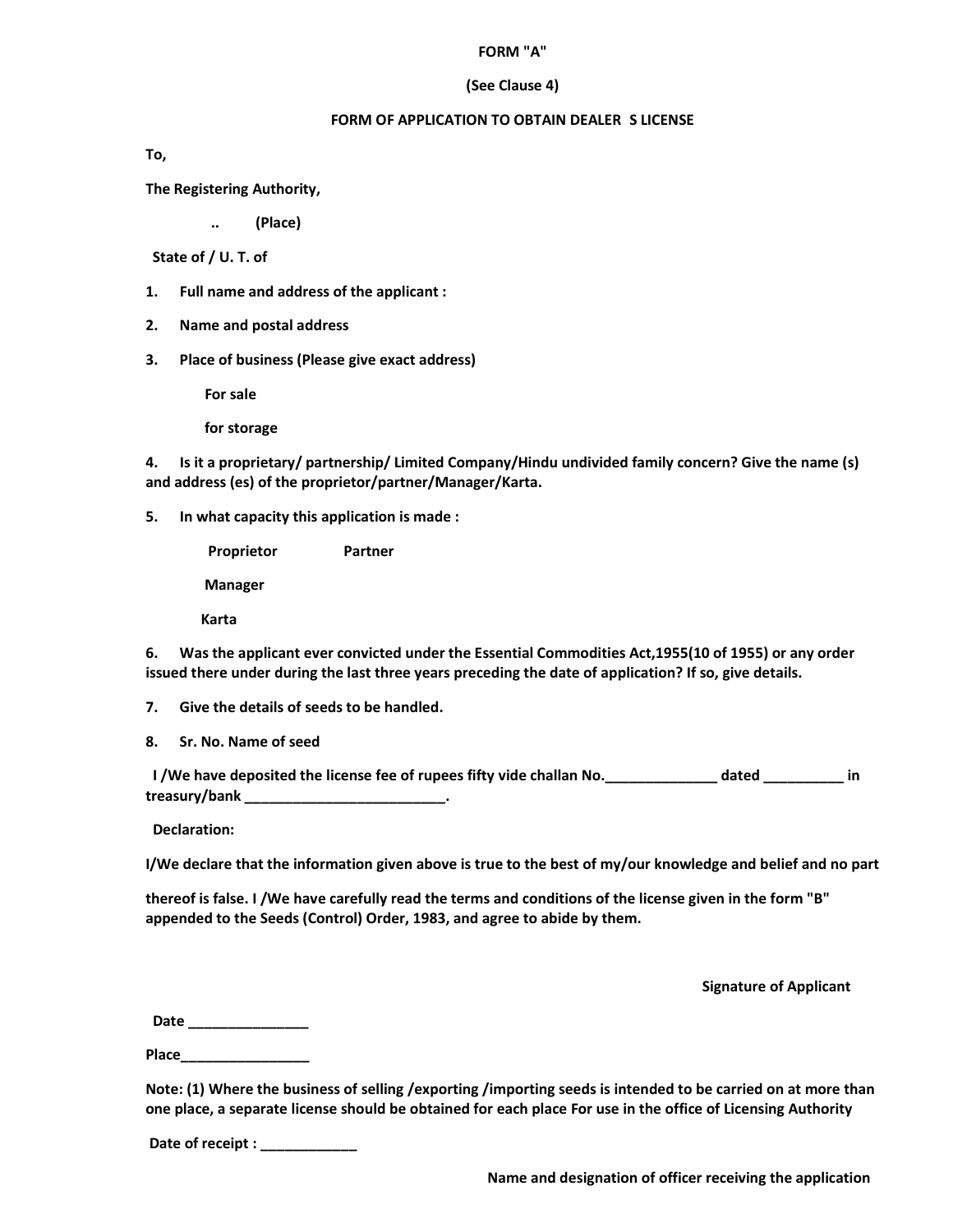**FORM "A"**

**(See Clause 4)**

**FORM OF APPLICATION TO OBTAIN DEALER S LICENSE**

**To,**

**The Registering Authority,**

**.. (Place)**

**State of / U. T. of**

**1. Full name and address of the applicant :**

**2. Name and postal address**

**3. Place of business (Please give exact address)**

**For sale**

**for storage**

**4. Is it a proprietary/ partnership/ Limited Company/Hindu undivided family concern? Give the name (s) and address (es) of the proprietor/partner/Manager/Karta.**

**5. In what capacity this application is made :**

**Proprietor Partner**

**Manager**

**Karta**

**6. Was the applicant ever convicted under the Essential Commodities Act,1955(10 of 1955) or any order issued there under during the last three years preceding the date of application? If so, give details.**

**7. Give the details of seeds to be handled.**

**8. Sr. No. Name of seed**

**I /We have deposited the license fee of rupees fifty vide challan No.______________ dated __________ in treasury/bank _________________________.**

**Declaration:**

**I/We declare that the information given above is true to the best of my/our knowledge and belief and no part thereof is false. I /We have carefully read the terms and conditions of the license given in the form "B" appended to the Seeds (Control) Order, 1983, and agree to abide by them.**

**Signature of Applicant**

**Date _______________**

**Place________________**

**Note: (1) Where the business of selling /exporting /importing seeds is intended to be carried on at more than one place, a separate license should be obtained for each place For use in the office of Licensing Authority**

**Date of receipt : ____________**

**Name and designation of officer receiving the application**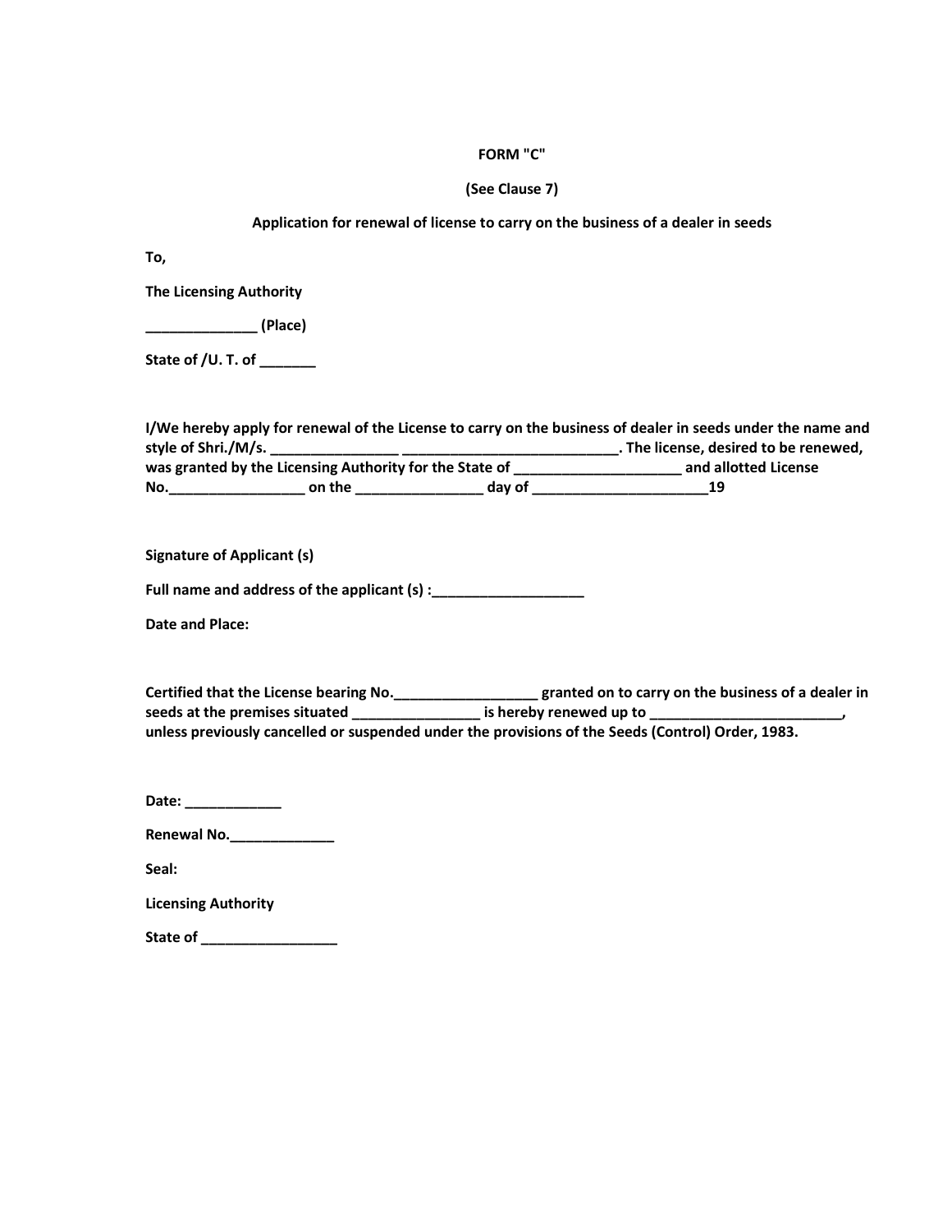**FORM "C"**

**(See Clause 7)**

**Application for renewal of license to carry on the business of a dealer in seeds**

**To,**

**The Licensing Authority**

**_____________ (Place)**

**State of /U. T. of _______**

**I/We hereby apply for renewal of the License to carry on the business of dealer in seeds under the name and style of Shri./M/s. _______________ __________________________. The license, desired to be renewed, was granted by the Licensing Authority for the State of ____________________ and allotted License No.________________ on the _______________ day of _____________________19**

**Signature of Applicant (s)**

**Full name and address of the applicant (s) :__________________**

**Date and Place:**

**Certified that the License bearing No._________________ granted on to carry on the business of a dealer in seeds at the premises situated _______________ is hereby renewed up to _______________________, unless previously cancelled or suspended under the provisions of the Seeds (Control) Order, 1983.**

**Date: ____________**

**Renewal No.____________**

**Seal:**

**Licensing Authority**

**State of ________________**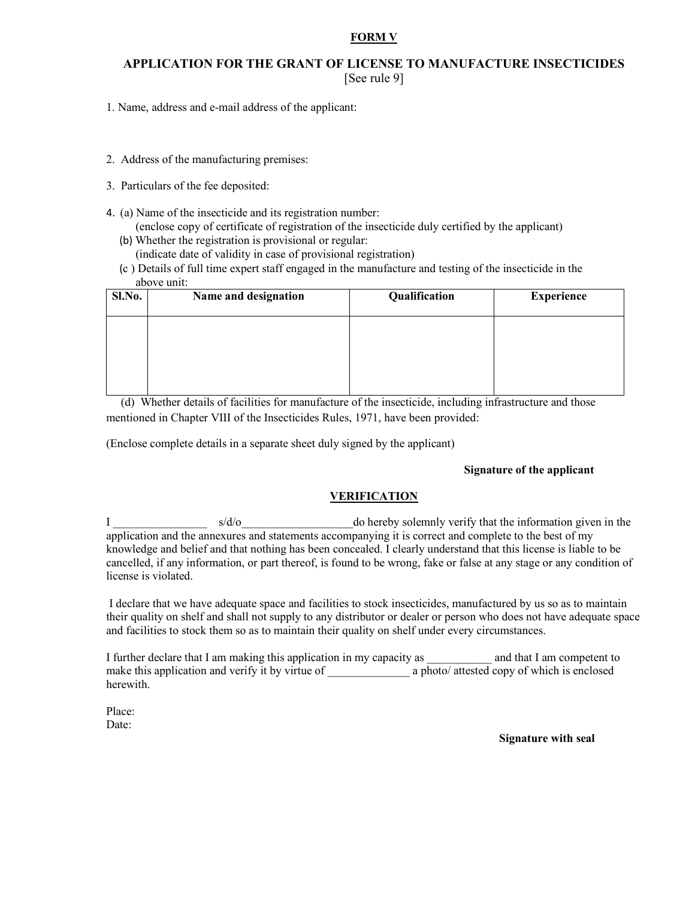**FORM V**

**APPLICATION FOR THE GRANT OF LICENSE TO MANUFACTURE INSECTICIDES**
[See rule 9]

1. Name, address and e-mail address of the applicant:

2. Address of the manufacturing premises:

3. Particulars of the fee deposited:

4. (a) Name of the insecticide and its registration number:
   (enclose copy of certificate of registration of the insecticide duly certified by the applicant)
   (b) Whether the registration is provisional or regular:
   (indicate date of validity in case of provisional registration)
   (c ) Details of full time expert staff engaged in the manufacture and testing of the insecticide in the above unit:

| Sl.No. | Name and designation | Qualification | Experience |
|---|---|---|---|
| | | | |

   (d) Whether details of facilities for manufacture of the insecticide, including infrastructure and those mentioned in Chapter VIII of the Insecticides Rules, 1971, have been provided:

(Enclose complete details in a separate sheet duly signed by the applicant)

**Signature of the applicant**

**VERIFICATION**

I ________________ s/d/o___________________do hereby solemnly verify that the information given in the application and the annexures and statements accompanying it is correct and complete to the best of my knowledge and belief and that nothing has been concealed. I clearly understand that this license is liable to be cancelled, if any information, or part thereof, is found to be wrong, fake or false at any stage or any condition of license is violated.

I declare that we have adequate space and facilities to stock insecticides, manufactured by us so as to maintain their quality on shelf and shall not supply to any distributor or dealer or person who does not have adequate space and facilities to stock them so as to maintain their quality on shelf under every circumstances.

I further declare that I am making this application in my capacity as ___________ and that I am competent to make this application and verify it by virtue of ______________ a photo/ attested copy of which is enclosed herewith.

Place:
Date:

**Signature with seal**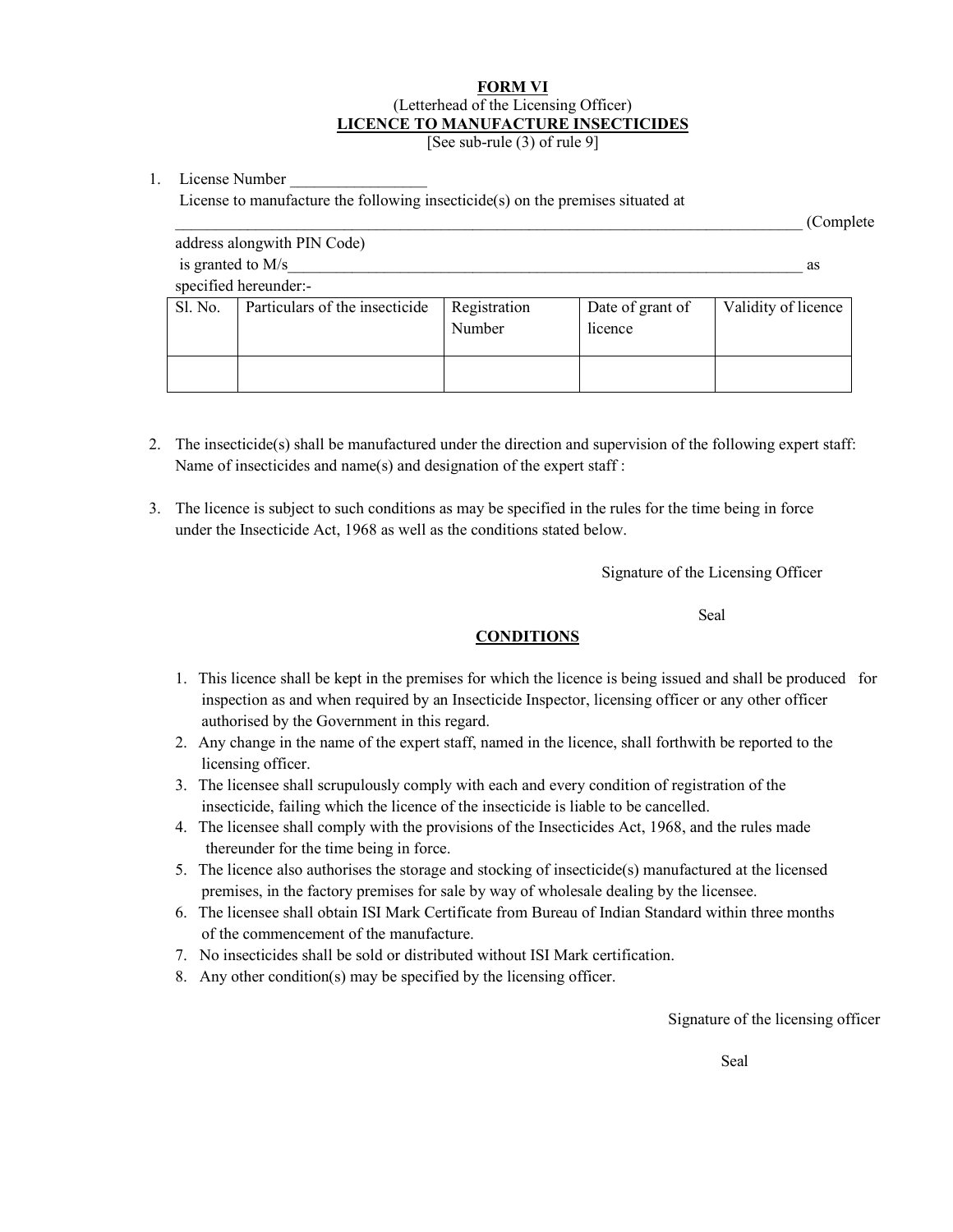**FORM VI**

(Letterhead of the Licensing Officer)

**LICENCE TO MANUFACTURE INSECTICIDES**

[See sub-rule (3) of rule 9]

1. License Number _________________

   License to manufacture the following insecticide(s) on the premises situated at
   ______________________________________________________________________________ (Complete address alongwith PIN Code)
   is granted to M/s_____________________________________________________________________ as specified hereunder:-

| Sl. No. | Particulars of the insecticide | Registration Number | Date of grant of licence | Validity of licence |
|---|---|---|---|---|
| | | | | |

2. The insecticide(s) shall be manufactured under the direction and supervision of the following expert staff: Name of insecticides and name(s) and designation of the expert staff :

3. The licence is subject to such conditions as may be specified in the rules for the time being in force under the Insecticide Act, 1968 as well as the conditions stated below.

Signature of the Licensing Officer

Seal

**CONDITIONS**

1. This licence shall be kept in the premises for which the licence is being issued and shall be produced for inspection as and when required by an Insecticide Inspector, licensing officer or any other officer authorised by the Government in this regard.
2. Any change in the name of the expert staff, named in the licence, shall forthwith be reported to the licensing officer.
3. The licensee shall scrupulously comply with each and every condition of registration of the insecticide, failing which the licence of the insecticide is liable to be cancelled.
4. The licensee shall comply with the provisions of the Insecticides Act, 1968, and the rules made thereunder for the time being in force.
5. The licence also authorises the storage and stocking of insecticide(s) manufactured at the licensed premises, in the factory premises for sale by way of wholesale dealing by the licensee.
6. The licensee shall obtain ISI Mark Certificate from Bureau of Indian Standard within three months of the commencement of the manufacture.
7. No insecticides shall be sold or distributed without ISI Mark certification.
8. Any other condition(s) may be specified by the licensing officer.

Signature of the licensing officer

Seal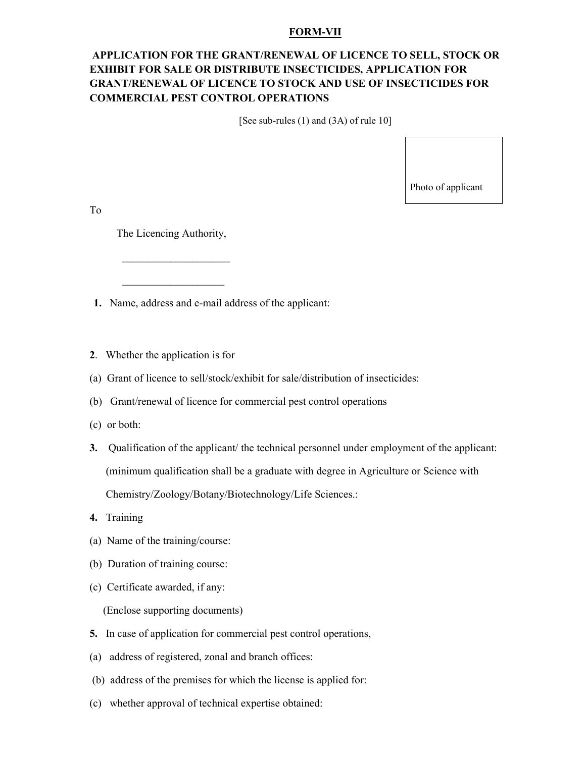**FORM-VII**

**APPLICATION FOR THE GRANT/RENEWAL OF LICENCE TO SELL, STOCK OR EXHIBIT FOR SALE OR DISTRIBUTE INSECTICIDES, APPLICATION FOR GRANT/RENEWAL OF LICENCE TO STOCK AND USE OF INSECTICIDES FOR COMMERCIAL PEST CONTROL OPERATIONS**

[See sub-rules (1) and (3A) of rule 10]

Photo of applicant

To

The Licencing Authority,

____________________

___________________

**1.** Name, address and e-mail address of the applicant:

**2**. Whether the application is for

(a) Grant of licence to sell/stock/exhibit for sale/distribution of insecticides:

(b) Grant/renewal of licence for commercial pest control operations

(c) or both:

**3.** Qualification of the applicant/ the technical personnel under employment of the applicant: (minimum qualification shall be a graduate with degree in Agriculture or Science with Chemistry/Zoology/Botany/Biotechnology/Life Sciences.:

**4.** Training

(a) Name of the training/course:

(b) Duration of training course:

(c) Certificate awarded, if any:

(Enclose supporting documents)

**5.** In case of application for commercial pest control operations,

(a) address of registered, zonal and branch offices:

(b) address of the premises for which the license is applied for:

(c) whether approval of technical expertise obtained: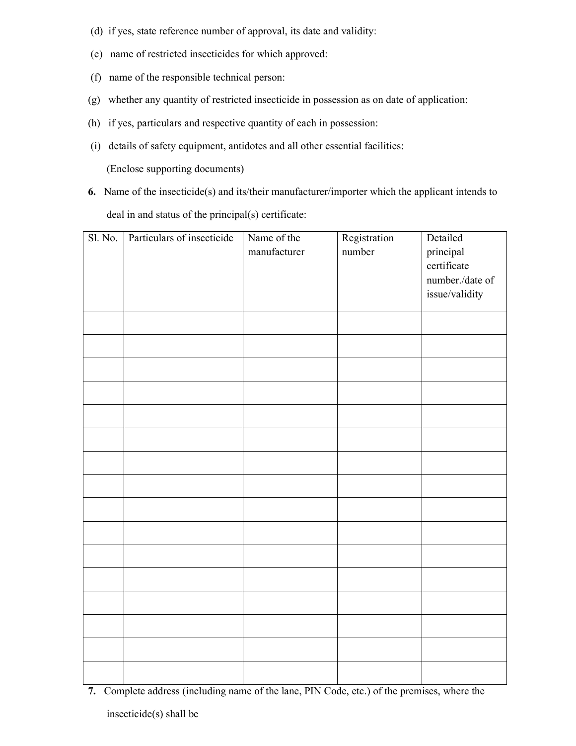(d) if yes, state reference number of approval, its date and validity:

(e) name of restricted insecticides for which approved:

(f) name of the responsible technical person:

(g) whether any quantity of restricted insecticide in possession as on date of application:

(h) if yes, particulars and respective quantity of each in possession:

(i) details of safety equipment, antidotes and all other essential facilities:

(Enclose supporting documents)

**6.** Name of the insecticide(s) and its/their manufacturer/importer which the applicant intends to deal in and status of the principal(s) certificate:

| Sl. No. | Particulars of insecticide | Name of the manufacturer | Registration number | Detailed principal certificate number./date of issue/validity |
|---|---|---|---|---|
| | | | | |
| | | | | |
| | | | | |
| | | | | |
| | | | | |
| | | | | |
| | | | | |
| | | | | |
| | | | | |
| | | | | |
| | | | | |
| | | | | |
| | | | | |
| | | | | |
| | | | | |
| | | | | |

**7.** Complete address (including name of the lane, PIN Code, etc.) of the premises, where the insecticide(s) shall be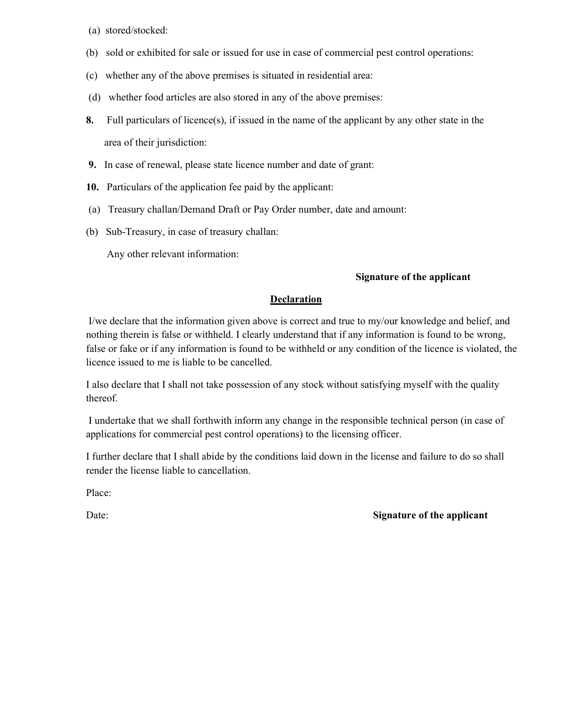(a) stored/stocked:

(b) sold or exhibited for sale or issued for use in case of commercial pest control operations:

(c) whether any of the above premises is situated in residential area:

(d) whether food articles are also stored in any of the above premises:

**8.** Full particulars of licence(s), if issued in the name of the applicant by any other state in the area of their jurisdiction:

**9.** In case of renewal, please state licence number and date of grant:

**10.** Particulars of the application fee paid by the applicant:

(a) Treasury challan/Demand Draft or Pay Order number, date and amount:

(b) Sub-Treasury, in case of treasury challan:

Any other relevant information:

**Signature of the applicant**

## Declaration

I/we declare that the information given above is correct and true to my/our knowledge and belief, and nothing therein is false or withheld. I clearly understand that if any information is found to be wrong, false or fake or if any information is found to be withheld or any condition of the licence is violated, the licence issued to me is liable to be cancelled.

I also declare that I shall not take possession of any stock without satisfying myself with the quality thereof.

I undertake that we shall forthwith inform any change in the responsible technical person (in case of applications for commercial pest control operations) to the licensing officer.

I further declare that I shall abide by the conditions laid down in the license and failure to do so shall render the license liable to cancellation.

Place:

Date: **Signature of the applicant**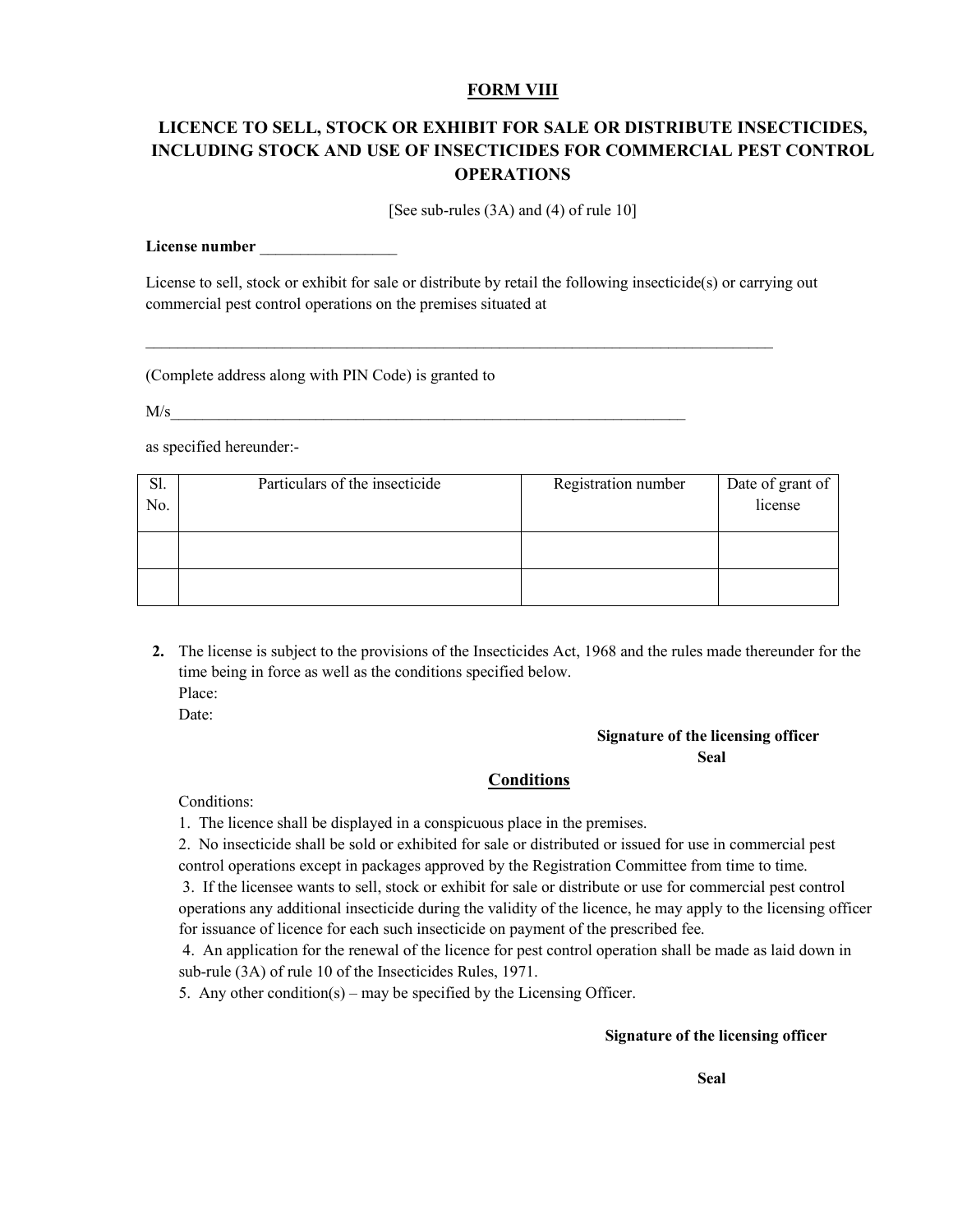**FORM VIII**

**LICENCE TO SELL, STOCK OR EXHIBIT FOR SALE OR DISTRIBUTE INSECTICIDES, INCLUDING STOCK AND USE OF INSECTICIDES FOR COMMERCIAL PEST CONTROL OPERATIONS**

[See sub-rules (3A) and (4) of rule 10]

**License number** _________________

License to sell, stock or exhibit for sale or distribute by retail the following insecticide(s) or carrying out commercial pest control operations on the premises situated at

_________________________________________________________________________________

(Complete address along with PIN Code) is granted to

M/s_________________________________________________________________

as specified hereunder:-

| Sl. No. | Particulars of the insecticide | Registration number | Date of grant of license |
|---|---|---|---|
| | | | |
| | | | |

**2.** The license is subject to the provisions of the Insecticides Act, 1968 and the rules made thereunder for the time being in force as well as the conditions specified below.

Place:

Date:

**Signature of the licensing officer**

**Seal**

**Conditions**

Conditions:

1. The licence shall be displayed in a conspicuous place in the premises.
2. No insecticide shall be sold or exhibited for sale or distributed or issued for use in commercial pest control operations except in packages approved by the Registration Committee from time to time.
3. If the licensee wants to sell, stock or exhibit for sale or distribute or use for commercial pest control operations any additional insecticide during the validity of the licence, he may apply to the licensing officer for issuance of licence for each such insecticide on payment of the prescribed fee.
4. An application for the renewal of the licence for pest control operation shall be made as laid down in sub-rule (3A) of rule 10 of the Insecticides Rules, 1971.
5. Any other condition(s) – may be specified by the Licensing Officer.

**Signature of the licensing officer**

**Seal**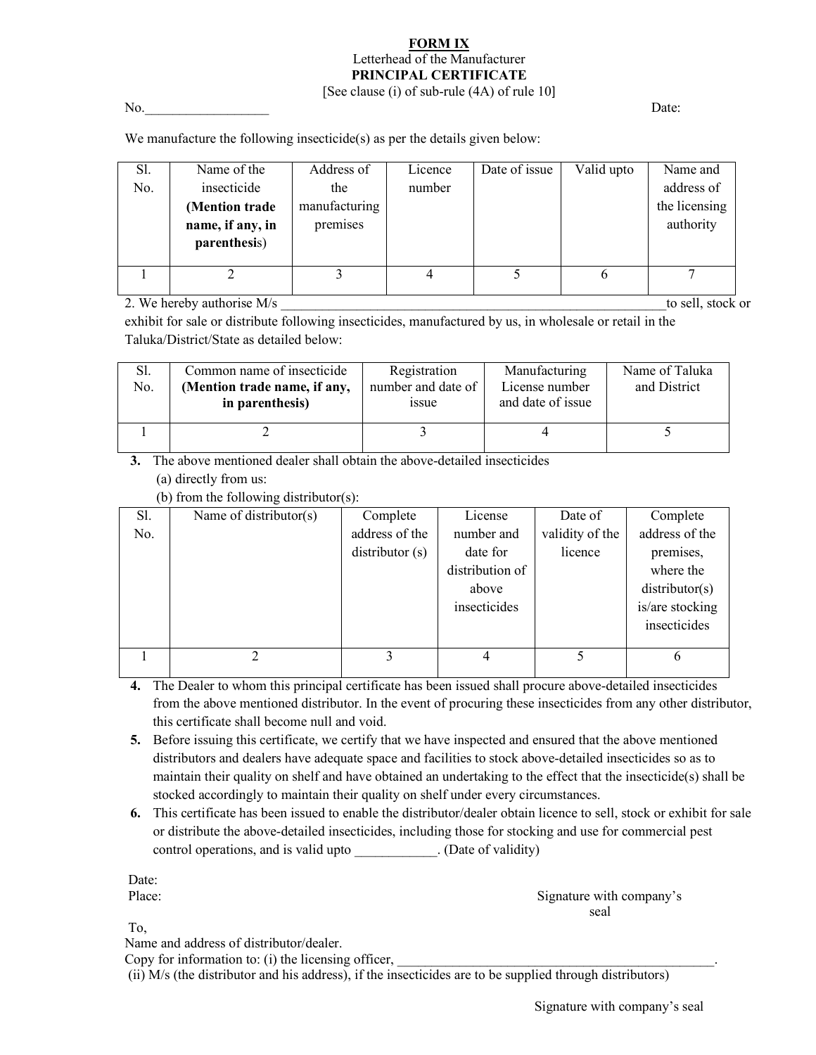**FORM IX**

Letterhead of the Manufacturer

**PRINCIPAL CERTIFICATE**

[See clause (i) of sub-rule (4A) of rule 10]

No.__________________ Date:

We manufacture the following insecticide(s) as per the details given below:

| Sl. No. | Name of the insecticide **(Mention trade name, if any, in parenthesis)** | Address of the manufacturing premises | Licence number | Date of issue | Valid upto | Name and address of the licensing authority |
|---|---|---|---|---|---|---|
| 1 | 2 | 3 | 4 | 5 | 6 | 7 |

2. We hereby authorise M/s ____________________________________________________________to sell, stock or exhibit for sale or distribute following insecticides, manufactured by us, in wholesale or retail in the Taluka/District/State as detailed below:

| Sl. No. | Common name of insecticide **(Mention trade name, if any, in parenthesis)** | Registration number and date of issue | Manufacturing License number and date of issue | Name of Taluka and District |
|---|---|---|---|---|
| 1 | 2 | 3 | 4 | 5 |

**3.** The above mentioned dealer shall obtain the above-detailed insecticides

(a) directly from us:

(b) from the following distributor(s):

| Sl. No. | Name of distributor(s) | Complete address of the distributor (s) | License number and date for distribution of above insecticides | Date of validity of the licence | Complete address of the premises, where the distributor(s) is/are stocking insecticides |
|---|---|---|---|---|---|
| 1 | 2 | 3 | 4 | 5 | 6 |

**4.** The Dealer to whom this principal certificate has been issued shall procure above-detailed insecticides from the above mentioned distributor. In the event of procuring these insecticides from any other distributor, this certificate shall become null and void.

**5.** Before issuing this certificate, we certify that we have inspected and ensured that the above mentioned distributors and dealers have adequate space and facilities to stock above-detailed insecticides so as to maintain their quality on shelf and have obtained an undertaking to the effect that the insecticide(s) shall be stocked accordingly to maintain their quality on shelf under every circumstances.

**6.** This certificate has been issued to enable the distributor/dealer obtain licence to sell, stock or exhibit for sale or distribute the above-detailed insecticides, including those for stocking and use for commercial pest control operations, and is valid upto ____________. (Date of validity)

Date:

Place: Signature with company's seal

To,

Name and address of distributor/dealer.

Copy for information to: (i) the licensing officer, _________________________________________________.

(ii) M/s (the distributor and his address), if the insecticides are to be supplied through distributors)

Signature with company's seal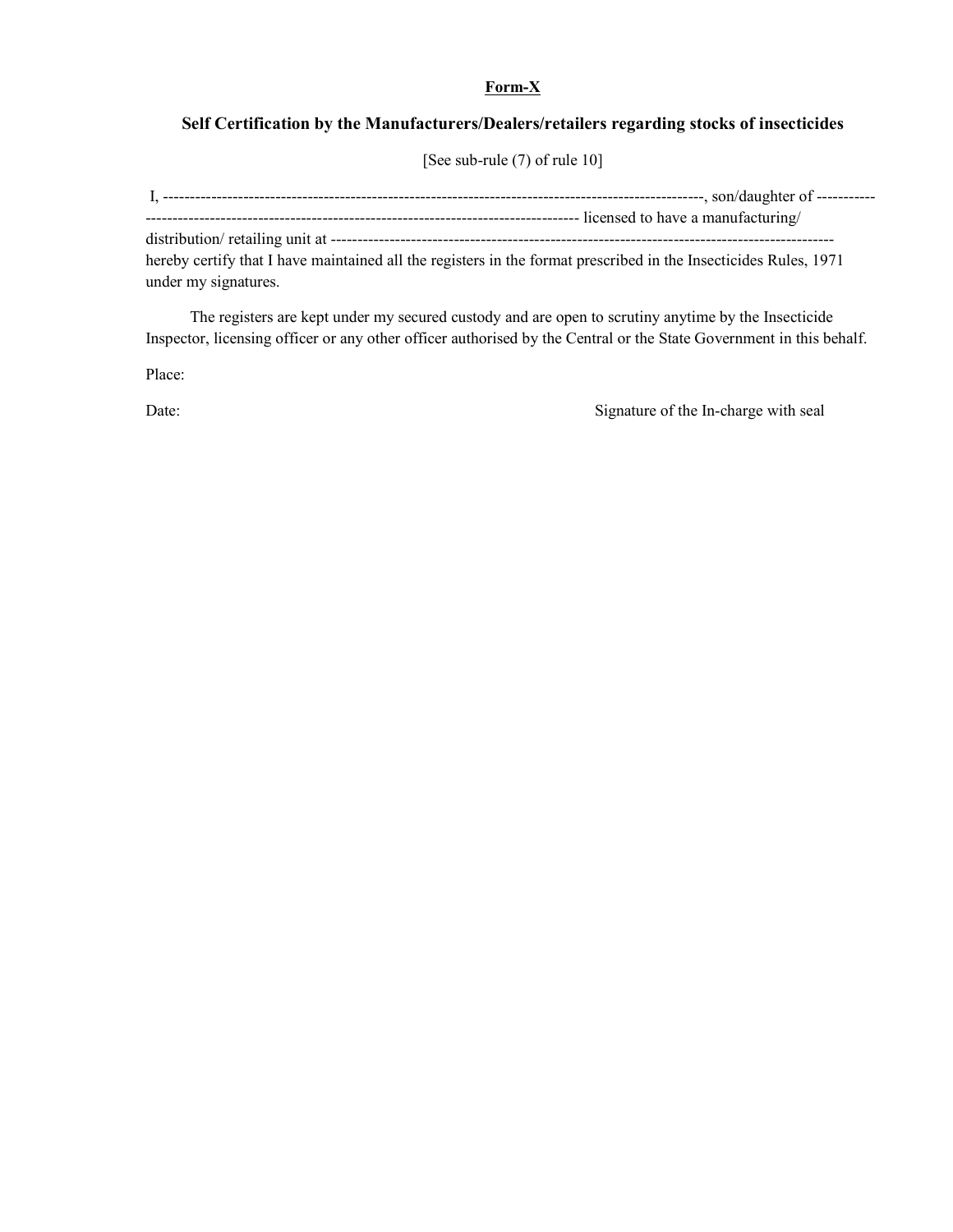**<u>Form-X</u>**

**Self Certification by the Manufacturers/Dealers/retailers regarding stocks of insecticides**

[See sub-rule (7) of rule 10]

I, -----------------------------------------------------------------------------------------------------, son/daughter of -------------------------------------------------------------------------------------------- licensed to have a manufacturing/ distribution/ retailing unit at ---------------------------------------------------------------------------------------------- hereby certify that I have maintained all the registers in the format prescribed in the Insecticides Rules, 1971 under my signatures.

The registers are kept under my secured custody and are open to scrutiny anytime by the Insecticide Inspector, licensing officer or any other officer authorised by the Central or the State Government in this behalf.

Place:

Date: Signature of the In-charge with seal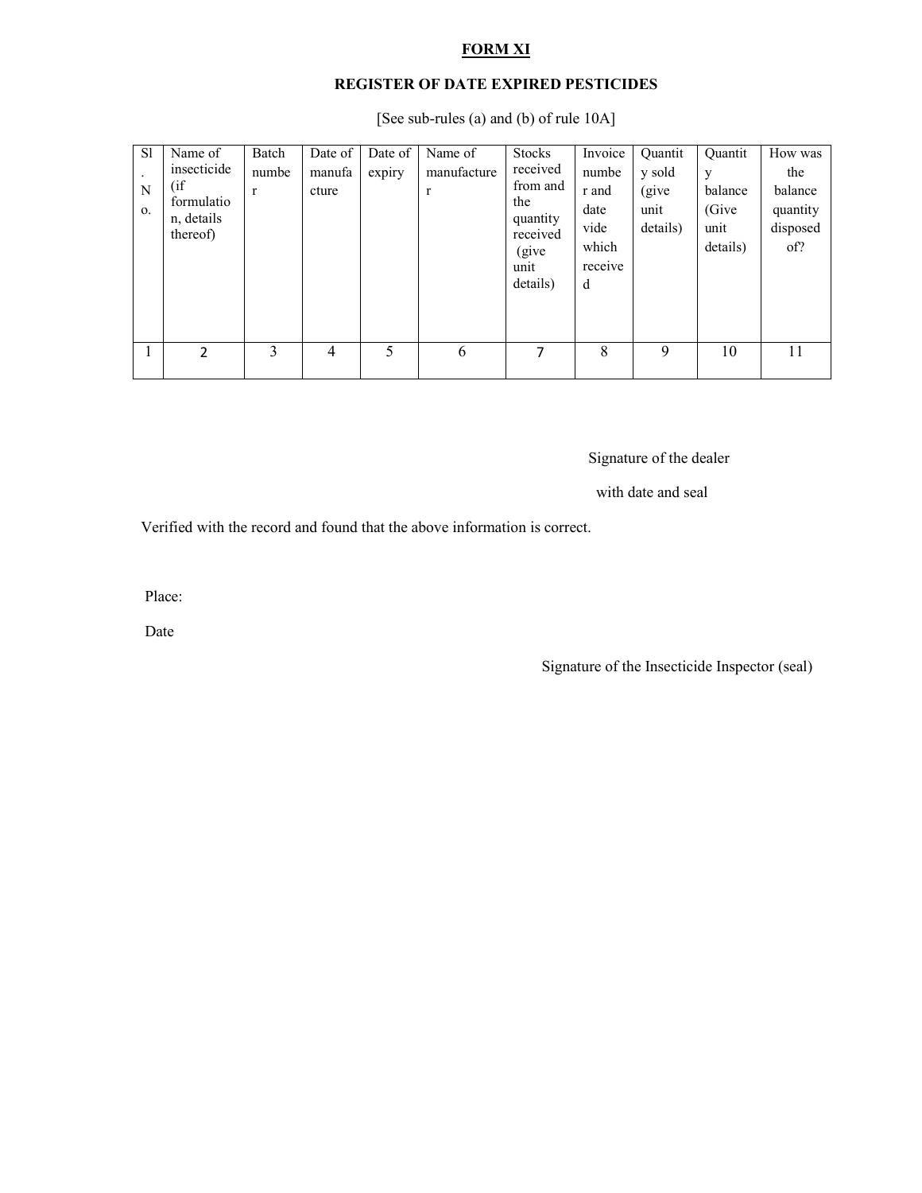**FORM XI**

**REGISTER OF DATE EXPIRED PESTICIDES**

[See sub-rules (a) and (b) of rule 10A]

| Sl. No. | Name of insecticide (if formulation, details thereof) | Batch number | Date of manufacture | Date of expiry | Name of manufacturer | Stocks received from and the quantity received (give unit details) | Invoice number and date vide which received | Quantity sold (give unit details) | Quantity balance (Give unit details) | How was the balance quantity disposed of? |
|---|---|---|---|---|---|---|---|---|---|---|
| 1 | 2 | 3 | 4 | 5 | 6 | 7 | 8 | 9 | 10 | 11 |

Signature of the dealer

with date and seal

Verified with the record and found that the above information is correct.

Place:

Date

Signature of the Insecticide Inspector (seal)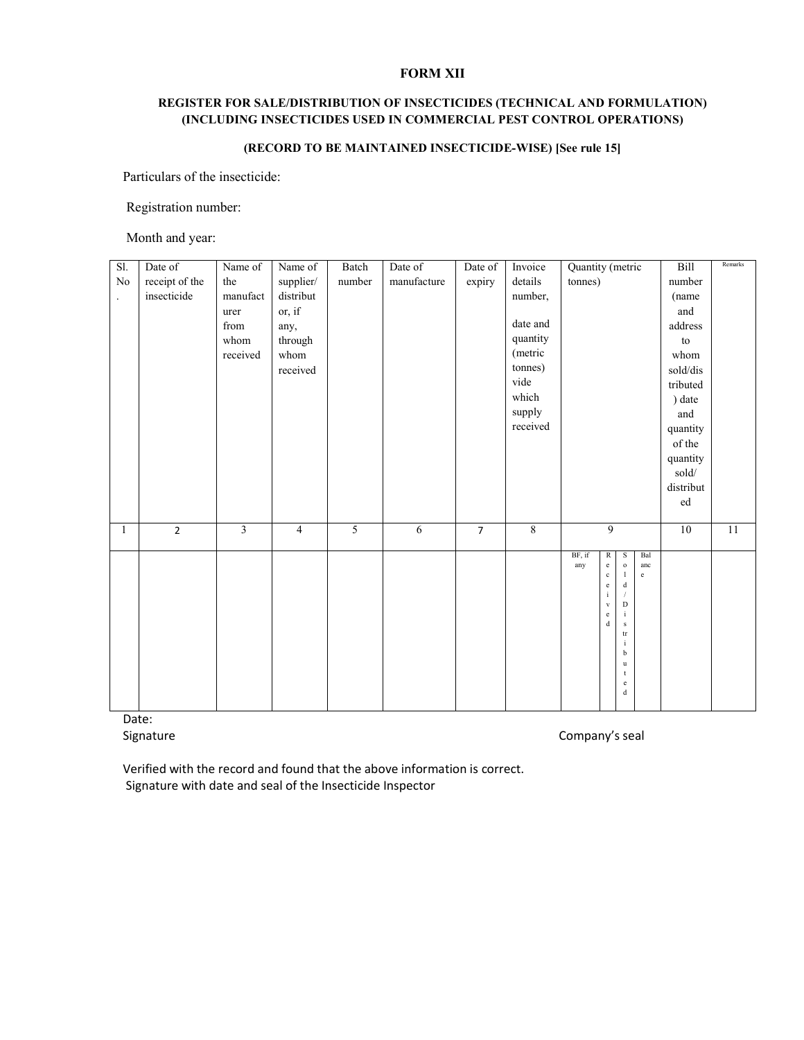**FORM XII**

**REGISTER FOR SALE/DISTRIBUTION OF INSECTICIDES (TECHNICAL AND FORMULATION) (INCLUDING INSECTICIDES USED IN COMMERCIAL PEST CONTROL OPERATIONS)**

**(RECORD TO BE MAINTAINED INSECTICIDE-WISE) [See rule 15]**

Particulars of the insecticide:

Registration number:

Month and year:

| Sl. No. | Date of receipt of the insecticide | Name of the manufacturer from whom received | Name of supplier/ distributor, if any, through whom received | Batch number | Date of manufacture | Date of expiry | Invoice details number, date and quantity (metric tonnes) vide which supply received | Quantity (metric tonnes) | | | | Bill number (name and address to whom sold/distributed) date and quantity of the quantity sold/ distributed | Remarks |
|---|---|---|---|---|---|---|---|---|---|---|---|---|---|
| 1 | 2 | 3 | 4 | 5 | 6 | 7 | 8 | 9 | | | | 10 | 11 |
| | | | | | | | | BF, if any | Received | Sold/ Distributed | Balance | | |

Date:

Signature — Company's seal

Verified with the record and found that the above information is correct.

Signature with date and seal of the Insecticide Inspector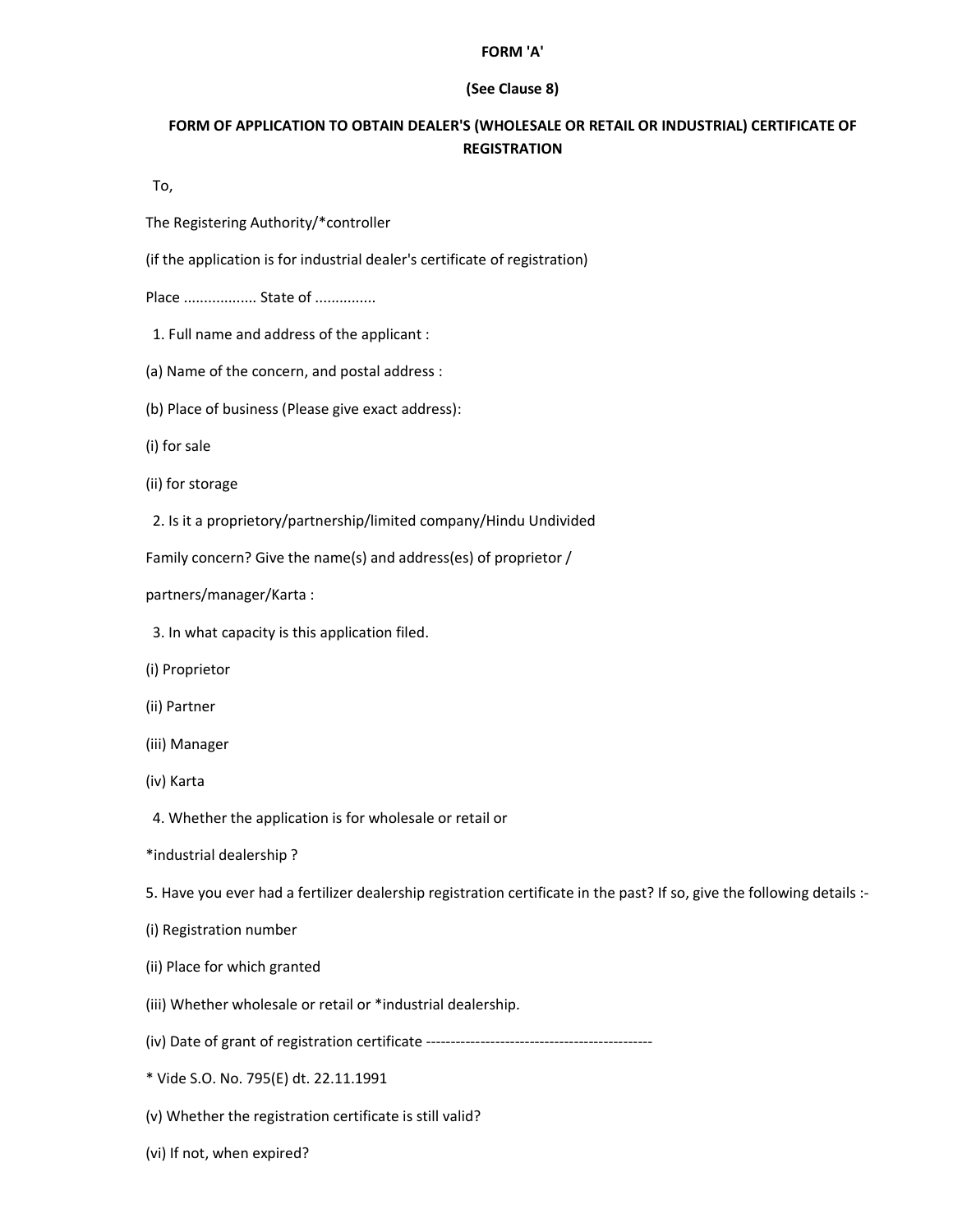**FORM 'A'**

**(See Clause 8)**

**FORM OF APPLICATION TO OBTAIN DEALER'S (WHOLESALE OR RETAIL OR INDUSTRIAL) CERTIFICATE OF REGISTRATION**

To,

The Registering Authority/*controller

(if the application is for industrial dealer's certificate of registration)

Place ................. State of ..............

1. Full name and address of the applicant :

(a) Name of the concern, and postal address :

(b) Place of business (Please give exact address):

(i) for sale

(ii) for storage

2. Is it a proprietory/partnership/limited company/Hindu Undivided Family concern? Give the name(s) and address(es) of proprietor / partners/manager/Karta :

3. In what capacity is this application filed.

(i) Proprietor

(ii) Partner

(iii) Manager

(iv) Karta

4. Whether the application is for wholesale or retail or *industrial dealership ?

5. Have you ever had a fertilizer dealership registration certificate in the past? If so, give the following details :-

(i) Registration number

(ii) Place for which granted

(iii) Whether wholesale or retail or *industrial dealership.

(iv) Date of grant of registration certificate ----------------------------------------------

* Vide S.O. No. 795(E) dt. 22.11.1991

(v) Whether the registration certificate is still valid?

(vi) If not, when expired?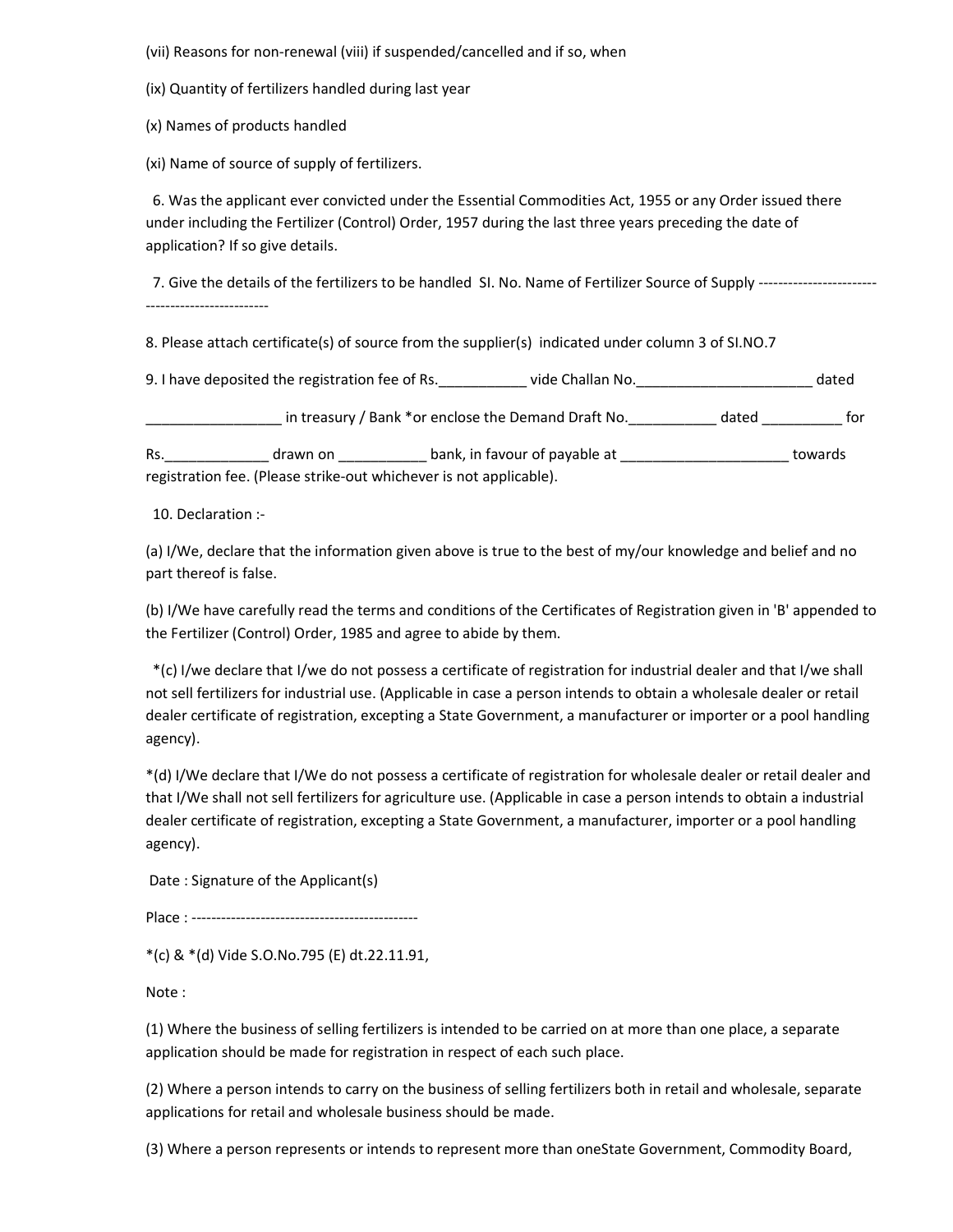(vii) Reasons for non-renewal (viii) if suspended/cancelled and if so, when

(ix) Quantity of fertilizers handled during last year

(x) Names of products handled

(xi) Name of source of supply of fertilizers.

6. Was the applicant ever convicted under the Essential Commodities Act, 1955 or any Order issued there under including the Fertilizer (Control) Order, 1957 during the last three years preceding the date of application? If so give details.

7. Give the details of the fertilizers to be handled SI. No. Name of Fertilizer Source of Supply ------------------------------------------------

8. Please attach certificate(s) of source from the supplier(s) indicated under column 3 of SI.NO.7

9. I have deposited the registration fee of Rs.___________ vide Challan No.______________________ dated _________________ in treasury / Bank *or enclose the Demand Draft No.___________ dated __________ for Rs._____________ drawn on ___________ bank, in favour of payable at _____________________ towards registration fee. (Please strike-out whichever is not applicable).

10. Declaration :-

(a) I/We, declare that the information given above is true to the best of my/our knowledge and belief and no part thereof is false.

(b) I/We have carefully read the terms and conditions of the Certificates of Registration given in 'B' appended to the Fertilizer (Control) Order, 1985 and agree to abide by them.

*(c) I/we declare that I/we do not possess a certificate of registration for industrial dealer and that I/we shall not sell fertilizers for industrial use. (Applicable in case a person intends to obtain a wholesale dealer or retail dealer certificate of registration, excepting a State Government, a manufacturer or importer or a pool handling agency).

*(d) I/We declare that I/We do not possess a certificate of registration for wholesale dealer or retail dealer and that I/We shall not sell fertilizers for agriculture use. (Applicable in case a person intends to obtain a industrial dealer certificate of registration, excepting a State Government, a manufacturer, importer or a pool handling agency).

Date : Signature of the Applicant(s)

Place : ----------------------------------------------

*(c) & *(d) Vide S.O.No.795 (E) dt.22.11.91,

Note :

(1) Where the business of selling fertilizers is intended to be carried on at more than one place, a separate application should be made for registration in respect of each such place.

(2) Where a person intends to carry on the business of selling fertilizers both in retail and wholesale, separate applications for retail and wholesale business should be made.

(3) Where a person represents or intends to represent more than oneState Government, Commodity Board,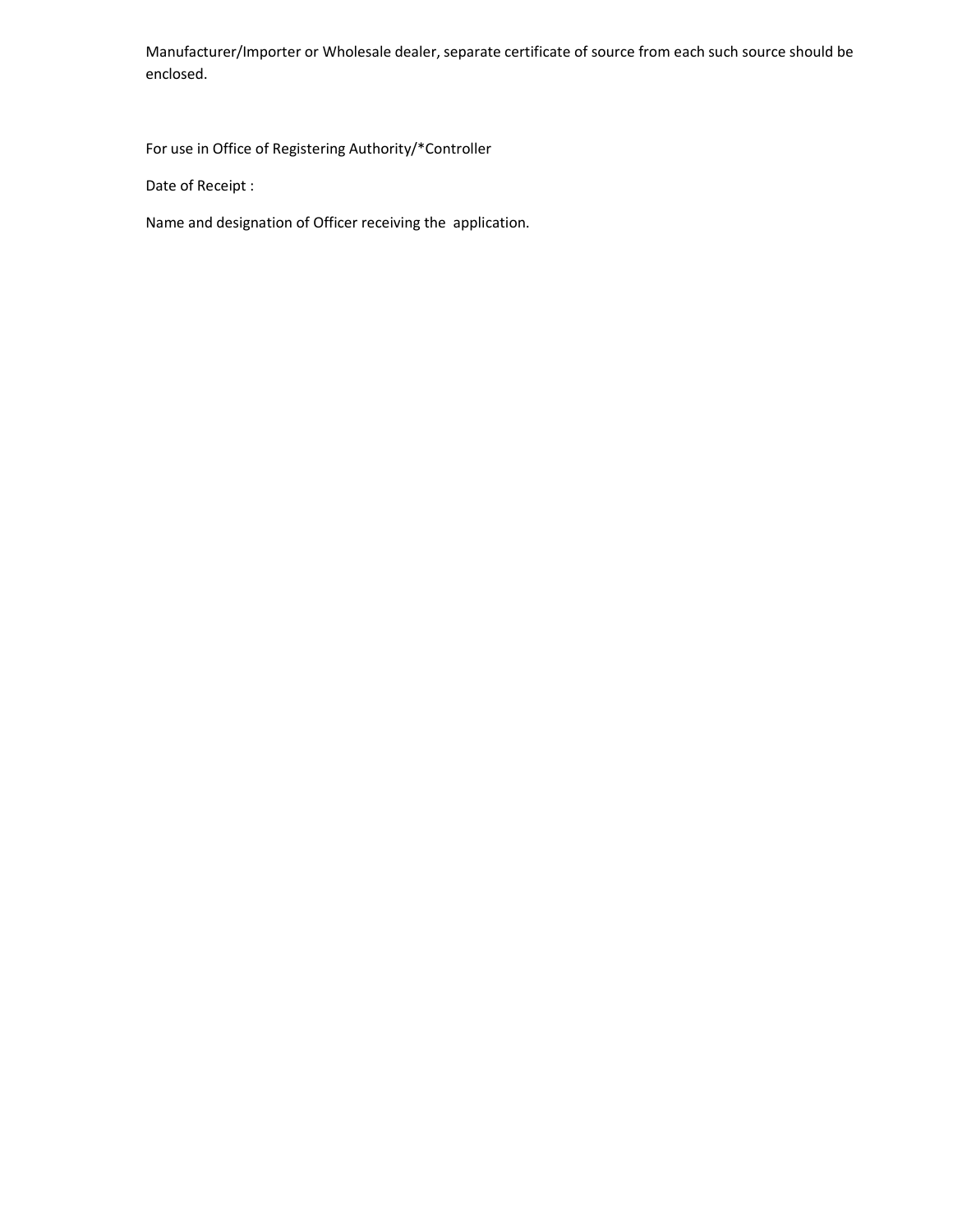Manufacturer/Importer or Wholesale dealer, separate certificate of source from each such source should be enclosed.

For use in Office of Registering Authority/*Controller

Date of Receipt :

Name and designation of Officer receiving the application.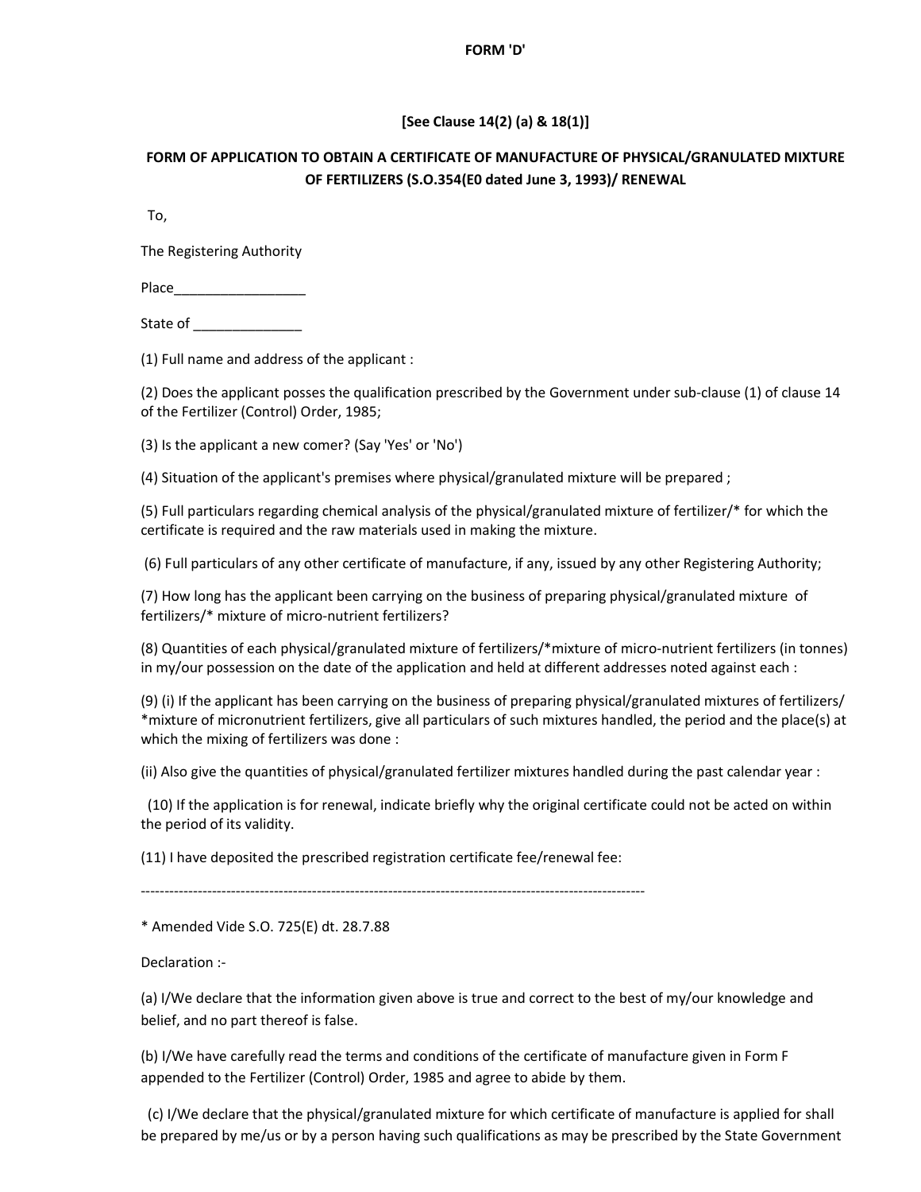**FORM 'D'**

**[See Clause 14(2) (a) & 18(1)]**

**FORM OF APPLICATION TO OBTAIN A CERTIFICATE OF MANUFACTURE OF PHYSICAL/GRANULATED MIXTURE OF FERTILIZERS (S.O.354(E0 dated June 3, 1993)/ RENEWAL**

To,

The Registering Authority

Place_________________

State of ______________

(1) Full name and address of the applicant :

(2) Does the applicant posses the qualification prescribed by the Government under sub-clause (1) of clause 14 of the Fertilizer (Control) Order, 1985;

(3) Is the applicant a new comer? (Say 'Yes' or 'No')

(4) Situation of the applicant's premises where physical/granulated mixture will be prepared ;

(5) Full particulars regarding chemical analysis of the physical/granulated mixture of fertilizer/* for which the certificate is required and the raw materials used in making the mixture.

(6) Full particulars of any other certificate of manufacture, if any, issued by any other Registering Authority;

(7) How long has the applicant been carrying on the business of preparing physical/granulated mixture of fertilizers/* mixture of micro-nutrient fertilizers?

(8) Quantities of each physical/granulated mixture of fertilizers/*mixture of micro-nutrient fertilizers (in tonnes) in my/our possession on the date of the application and held at different addresses noted against each :

(9) (i) If the applicant has been carrying on the business of preparing physical/granulated mixtures of fertilizers/ *mixture of micronutrient fertilizers, give all particulars of such mixtures handled, the period and the place(s) at which the mixing of fertilizers was done :

(ii) Also give the quantities of physical/granulated fertilizer mixtures handled during the past calendar year :

(10) If the application is for renewal, indicate briefly why the original certificate could not be acted on within the period of its validity.

(11) I have deposited the prescribed registration certificate fee/renewal fee:

---

* Amended Vide S.O. 725(E) dt. 28.7.88

Declaration :-

(a) I/We declare that the information given above is true and correct to the best of my/our knowledge and belief, and no part thereof is false.

(b) I/We have carefully read the terms and conditions of the certificate of manufacture given in Form F appended to the Fertilizer (Control) Order, 1985 and agree to abide by them.

(c) I/We declare that the physical/granulated mixture for which certificate of manufacture is applied for shall be prepared by me/us or by a person having such qualifications as may be prescribed by the State Government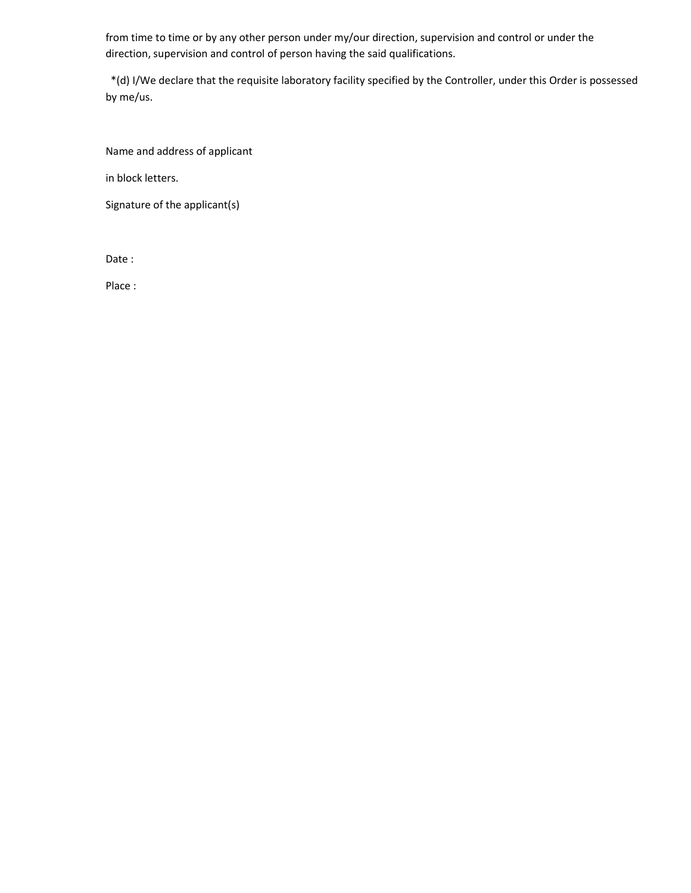from time to time or by any other person under my/our direction, supervision and control or under the direction, supervision and control of person having the said qualifications.

*(d) I/We declare that the requisite laboratory facility specified by the Controller, under this Order is possessed by me/us.

Name and address of applicant

in block letters.

Signature of the applicant(s)

Date :

Place :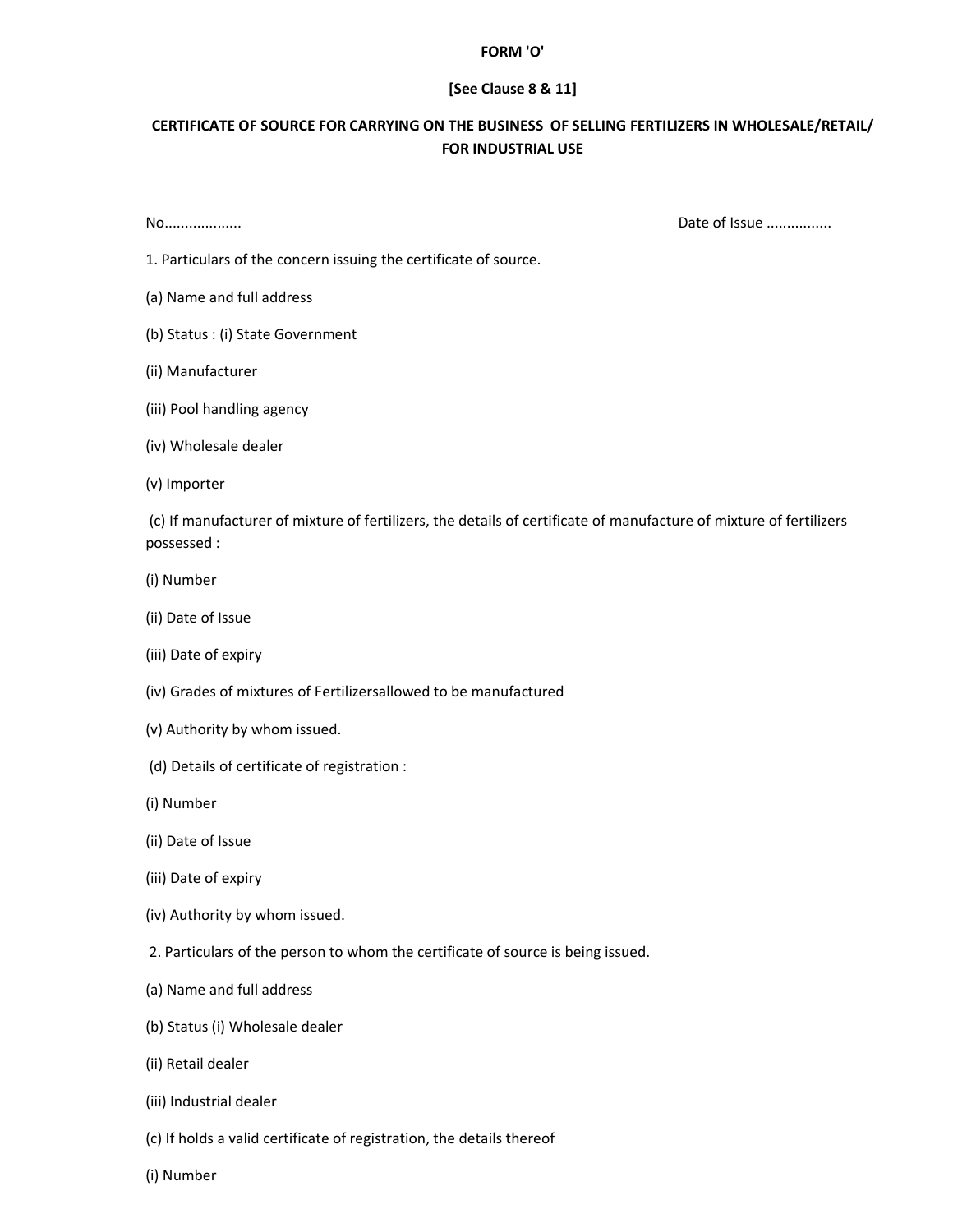**FORM 'O'**

**[See Clause 8 & 11]**

**CERTIFICATE OF SOURCE FOR CARRYING ON THE BUSINESS OF SELLING FERTILIZERS IN WHOLESALE/RETAIL/ FOR INDUSTRIAL USE**

No.................. Date of Issue ................

1. Particulars of the concern issuing the certificate of source.

(a) Name and full address

(b) Status : (i) State Government

(ii) Manufacturer

(iii) Pool handling agency

(iv) Wholesale dealer

(v) Importer

(c) If manufacturer of mixture of fertilizers, the details of certificate of manufacture of mixture of fertilizers possessed :

(i) Number

(ii) Date of Issue

(iii) Date of expiry

(iv) Grades of mixtures of Fertilizersallowed to be manufactured

(v) Authority by whom issued.

(d) Details of certificate of registration :

(i) Number

(ii) Date of Issue

(iii) Date of expiry

(iv) Authority by whom issued.

2. Particulars of the person to whom the certificate of source is being issued.

(a) Name and full address

(b) Status (i) Wholesale dealer

(ii) Retail dealer

(iii) Industrial dealer

(c) If holds a valid certificate of registration, the details thereof

(i) Number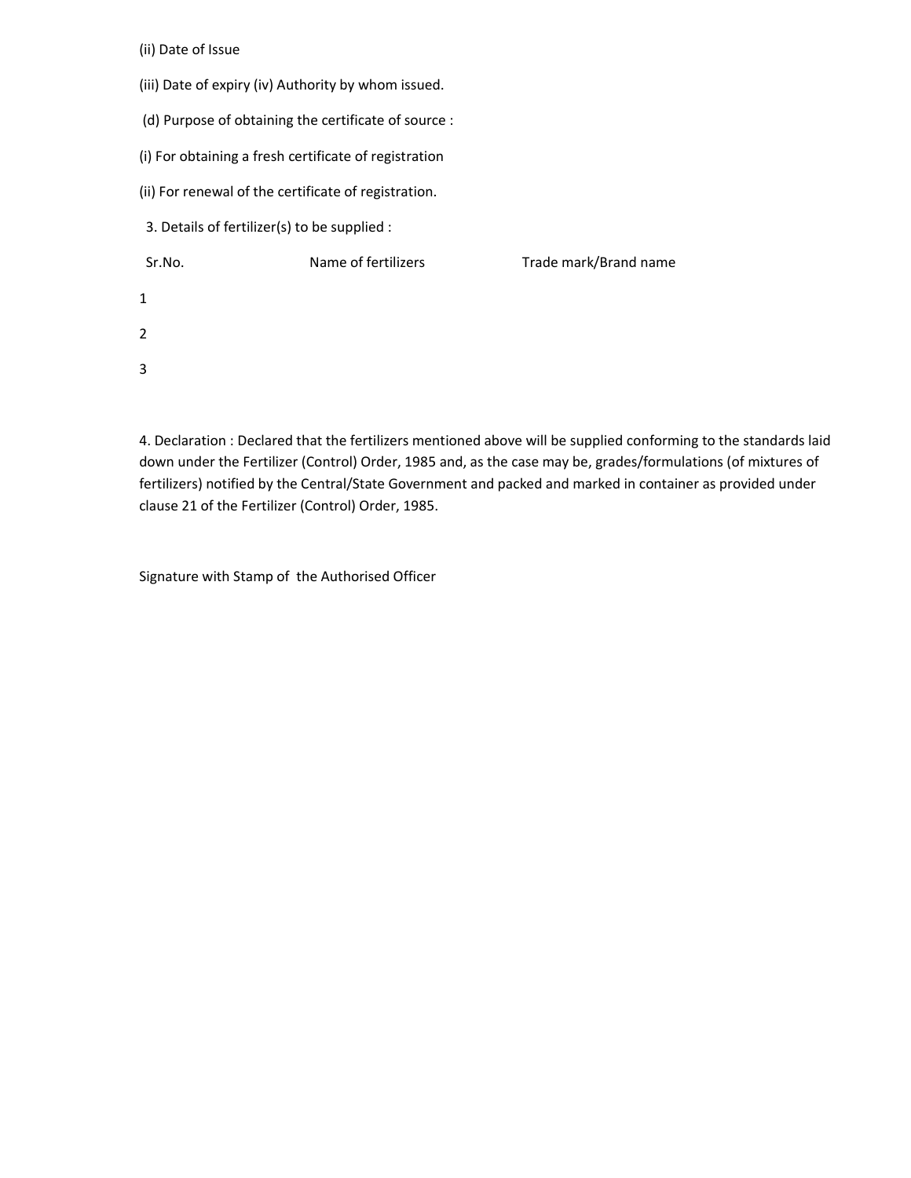(ii) Date of Issue

(iii) Date of expiry (iv) Authority by whom issued.

(d) Purpose of obtaining the certificate of source :

(i) For obtaining a fresh certificate of registration

(ii) For renewal of the certificate of registration.

3. Details of fertilizer(s) to be supplied :

| Sr.No. | Name of fertilizers | Trade mark/Brand name |
|---|---|---|
| 1 | | |
| 2 | | |
| 3 | | |

4. Declaration : Declared that the fertilizers mentioned above will be supplied conforming to the standards laid down under the Fertilizer (Control) Order, 1985 and, as the case may be, grades/formulations (of mixtures of fertilizers) notified by the Central/State Government and packed and marked in container as provided under clause 21 of the Fertilizer (Control) Order, 1985.

Signature with Stamp of the Authorised Officer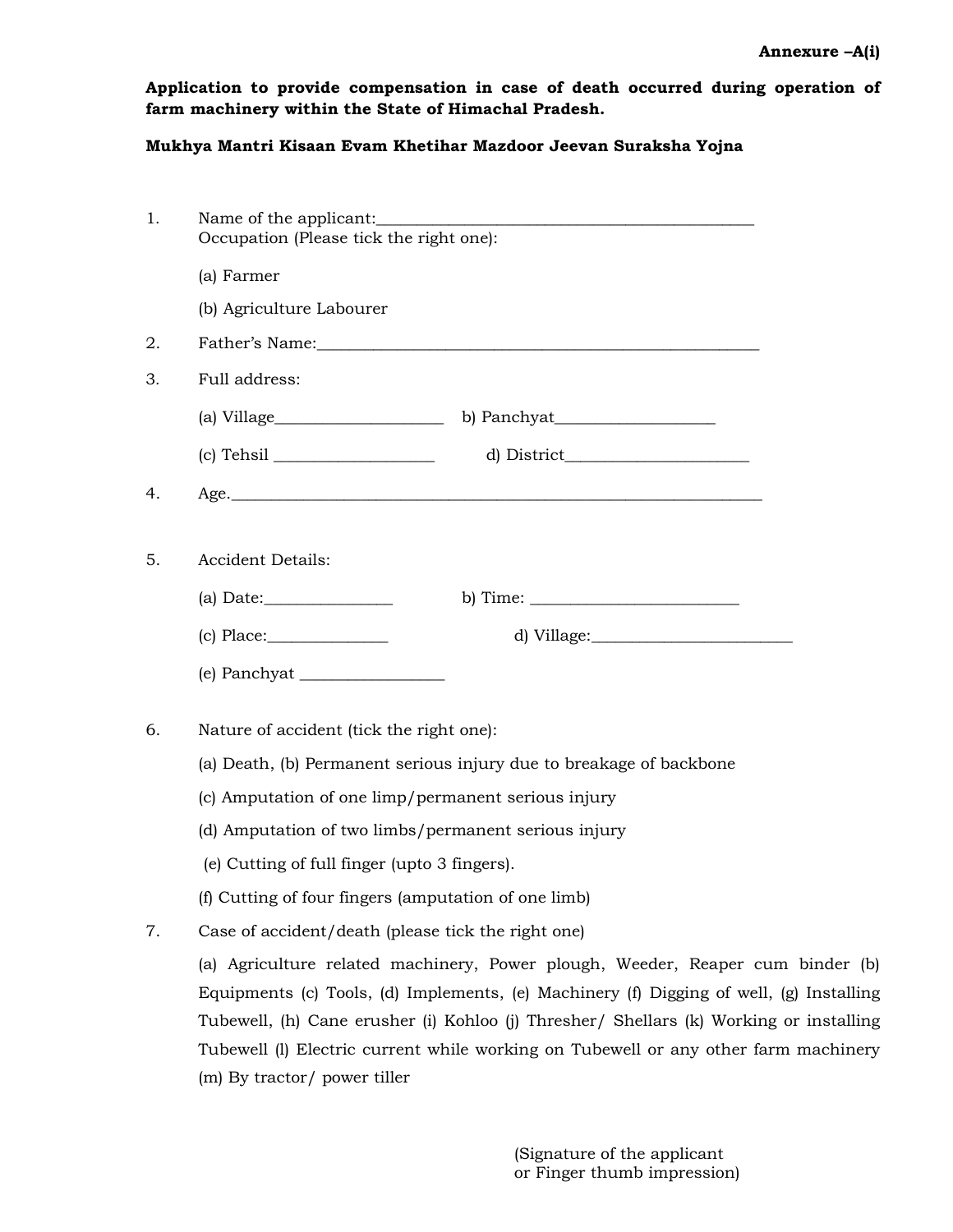**Annexure –A(i)**

**Application to provide compensation in case of death occurred during operation of farm machinery within the State of Himachal Pradesh.**

**Mukhya Mantri Kisaan Evam Khetihar Mazdoor Jeevan Suraksha Yojna**

1. Name of the applicant:\_\_\_\_\_\_\_\_\_\_\_\_\_\_\_\_\_\_\_\_\_\_\_\_\_\_\_\_\_\_\_\_\_\_\_\_\_\_\_\_\_\_\_\_\_\_
   Occupation (Please tick the right one):

   (a) Farmer

   (b) Agriculture Labourer

2. Father's Name:\_\_\_\_\_\_\_\_\_\_\_\_\_\_\_\_\_\_\_\_\_\_\_\_\_\_\_\_\_\_\_\_\_\_\_\_\_\_\_\_\_\_\_\_\_\_\_\_\_\_\_\_\_

3. Full address:

   (a) Village\_\_\_\_\_\_\_\_\_\_\_\_\_\_\_\_\_\_\_\_ b) Panchyat\_\_\_\_\_\_\_\_\_\_\_\_\_\_\_\_\_\_\_

   (c) Tehsil \_\_\_\_\_\_\_\_\_\_\_\_\_\_\_\_\_\_\_\_ d) District\_\_\_\_\_\_\_\_\_\_\_\_\_\_\_\_\_\_\_\_\_\_

4. Age.\_\_\_\_\_\_\_\_\_\_\_\_\_\_\_\_\_\_\_\_\_\_\_\_\_\_\_\_\_\_\_\_\_\_\_\_\_\_\_\_\_\_\_\_\_\_\_\_\_\_\_\_\_\_\_\_\_\_\_\_\_\_

5. Accident Details:

   (a) Date:\_\_\_\_\_\_\_\_\_\_\_\_\_\_\_ b) Time: \_\_\_\_\_\_\_\_\_\_\_\_\_\_\_\_\_\_\_\_\_\_\_\_\_

   (c) Place:\_\_\_\_\_\_\_\_\_\_\_\_\_\_ d) Village:\_\_\_\_\_\_\_\_\_\_\_\_\_\_\_\_\_\_\_\_\_\_\_\_\_

   (e) Panchyat \_\_\_\_\_\_\_\_\_\_\_\_\_\_\_\_\_\_

6. Nature of accident (tick the right one):

   (a) Death, (b) Permanent serious injury due to breakage of backbone

   (c) Amputation of one limp/permanent serious injury

   (d) Amputation of two limbs/permanent serious injury

   (e) Cutting of full finger (upto 3 fingers).

   (f) Cutting of four fingers (amputation of one limb)

7. Case of accident/death (please tick the right one)

   (a) Agriculture related machinery, Power plough, Weeder, Reaper cum binder (b) Equipments (c) Tools, (d) Implements, (e) Machinery (f) Digging of well, (g) Installing Tubewell, (h) Cane erusher (i) Kohloo (j) Thresher/ Shellars (k) Working or installing Tubewell (l) Electric current while working on Tubewell or any other farm machinery (m) By tractor/ power tiller

(Signature of the applicant
or Finger thumb impression)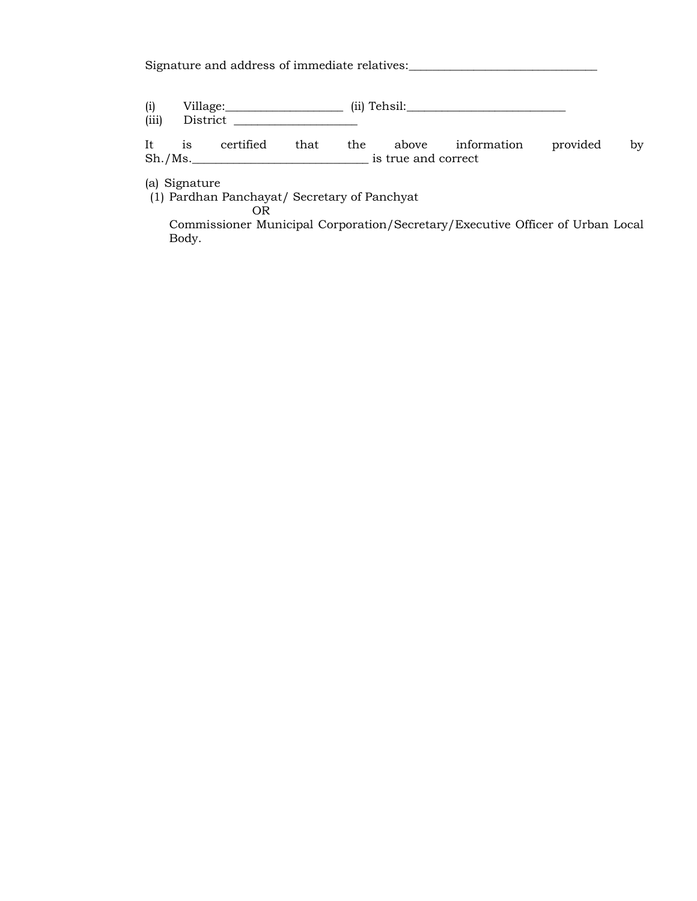Signature and address of immediate relatives:_______________________________

(i) Village:___________________ (ii) Tehsil:__________________________
(iii) District ____________________

It is certified that the above information provided by Sh./Ms.____________________________ is true and correct

(a) Signature
(1) Pardhan Panchayat/ Secretary of Panchyat
OR
Commissioner Municipal Corporation/Secretary/Executive Officer of Urban Local Body.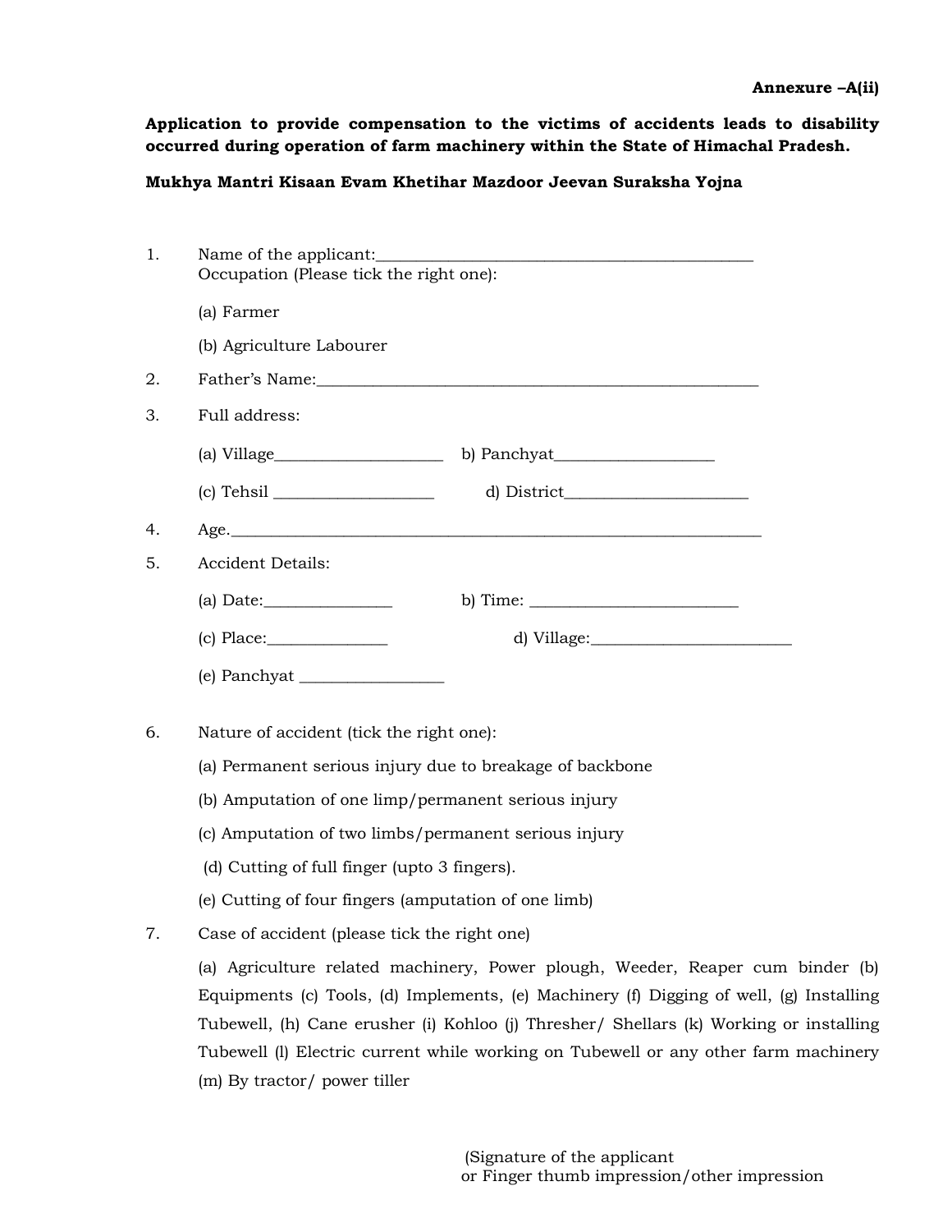**Annexure –A(ii)**

**Application to provide compensation to the victims of accidents leads to disability occurred during operation of farm machinery within the State of Himachal Pradesh.**

**Mukhya Mantri Kisaan Evam Khetihar Mazdoor Jeevan Suraksha Yojna**

1. Name of the applicant:_______________________________________________
   Occupation (Please tick the right one):

   (a) Farmer

   (b) Agriculture Labourer

2. Father's Name:_________________________________________________________

3. Full address:

   (a) Village_____________________ b) Panchyat___________________

   (c) Tehsil ____________________ d) District______________________

4. Age._________________________________________________________________

5. Accident Details:

   (a) Date:________________ b) Time: __________________________

   (c) Place:_______________ d) Village:_________________________

   (e) Panchyat __________________

6. Nature of accident (tick the right one):

   (a) Permanent serious injury due to breakage of backbone

   (b) Amputation of one limp/permanent serious injury

   (c) Amputation of two limbs/permanent serious injury

   (d) Cutting of full finger (upto 3 fingers).

   (e) Cutting of four fingers (amputation of one limb)

7. Case of accident (please tick the right one)

   (a) Agriculture related machinery, Power plough, Weeder, Reaper cum binder (b) Equipments (c) Tools, (d) Implements, (e) Machinery (f) Digging of well, (g) Installing Tubewell, (h) Cane erusher (i) Kohloo (j) Thresher/ Shellars (k) Working or installing Tubewell (l) Electric current while working on Tubewell or any other farm machinery (m) By tractor/ power tiller

(Signature of the applicant
or Finger thumb impression/other impression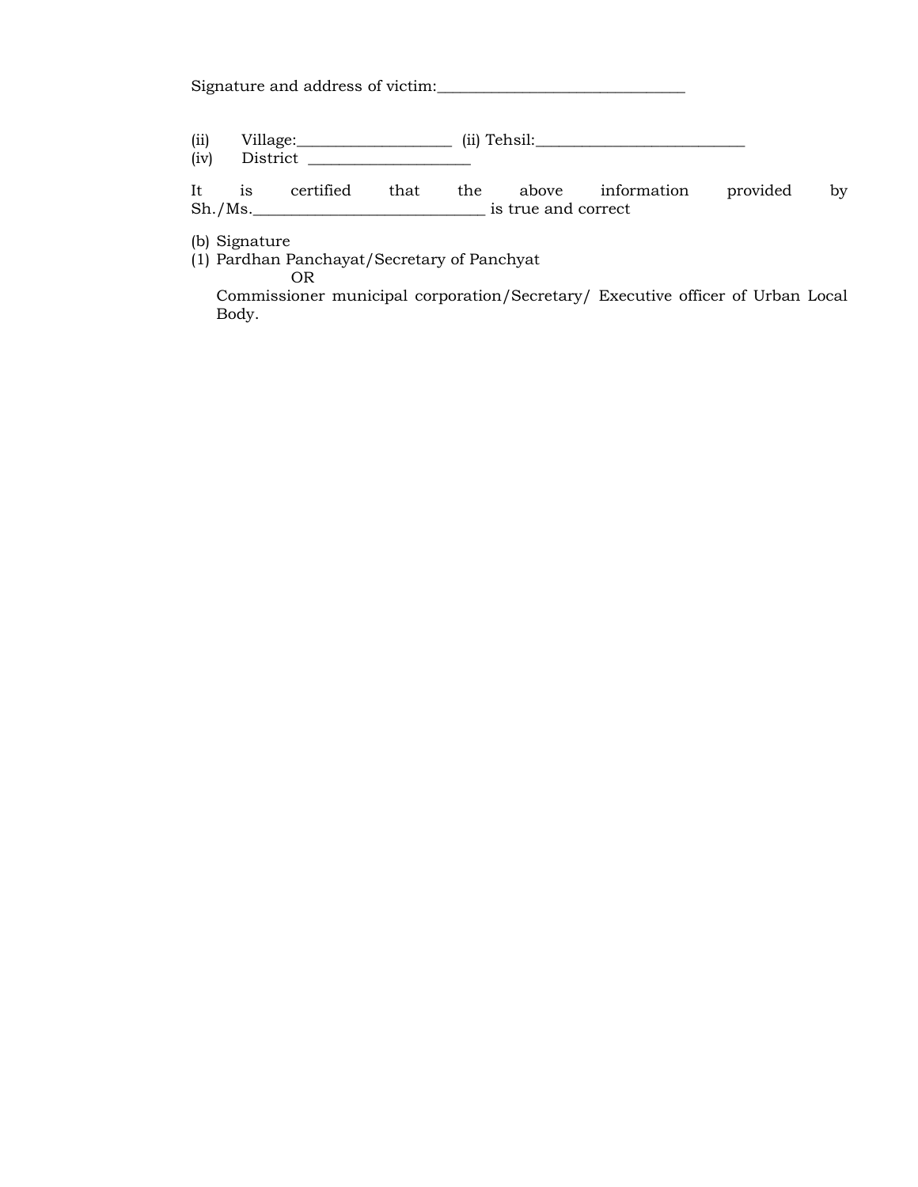Signature and address of victim:\_\_\_\_\_\_\_\_\_\_\_\_\_\_\_\_\_\_\_\_\_\_\_\_\_\_\_\_\_\_\_\_

(ii) Village:\_\_\_\_\_\_\_\_\_\_\_\_\_\_\_\_\_\_\_\_ (ii) Tehsil:\_\_\_\_\_\_\_\_\_\_\_\_\_\_\_\_\_\_\_\_\_\_\_\_\_\_\_

(iv) District \_\_\_\_\_\_\_\_\_\_\_\_\_\_\_\_\_\_\_\_\_

It is certified that the above information provided by Sh./Ms.\_\_\_\_\_\_\_\_\_\_\_\_\_\_\_\_\_\_\_\_\_\_\_\_\_\_\_\_\_\_ is true and correct

(b) Signature

(1) Pardhan Panchayat/Secretary of Panchyat

OR

Commissioner municipal corporation/Secretary/ Executive officer of Urban Local Body.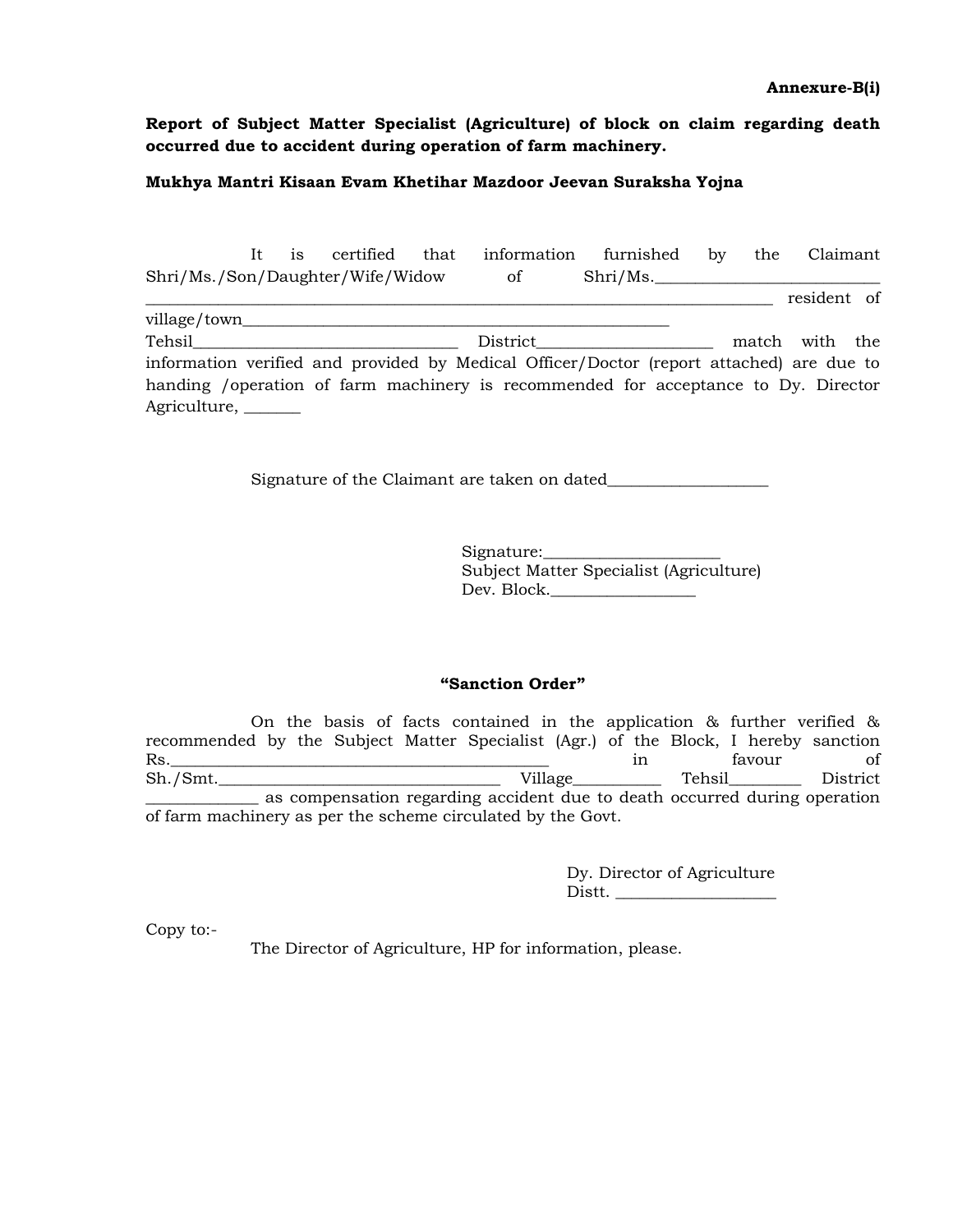**Annexure-B(i)**

**Report of Subject Matter Specialist (Agriculture) of block on claim regarding death occurred due to accident during operation of farm machinery.**

**Mukhya Mantri Kisaan Evam Khetihar Mazdoor Jeevan Suraksha Yojna**

It is certified that information furnished by the Claimant Shri/Ms./Son/Daughter/Wife/Widow of Shri/Ms.___________________________ ______________________________________________________________________________ resident of village/town______________________________________________________ Tehsil________________________________ District_____________________ match with the information verified and provided by Medical Officer/Doctor (report attached) are due to handing /operation of farm machinery is recommended for acceptance to Dy. Director Agriculture, _______

Signature of the Claimant are taken on dated____________________

Signature:______________________
Subject Matter Specialist (Agriculture)
Dev. Block.__________________

**"Sanction Order"**

On the basis of facts contained in the application & further verified & recommended by the Subject Matter Specialist (Agr.) of the Block, I hereby sanction Rs.____________________________________________ in favour of Sh./Smt.____________________________________ Village__________ Tehsil________ District _____________ as compensation regarding accident due to death occurred during operation of farm machinery as per the scheme circulated by the Govt.

Dy. Director of Agriculture
Distt. ____________________

Copy to:-

The Director of Agriculture, HP for information, please.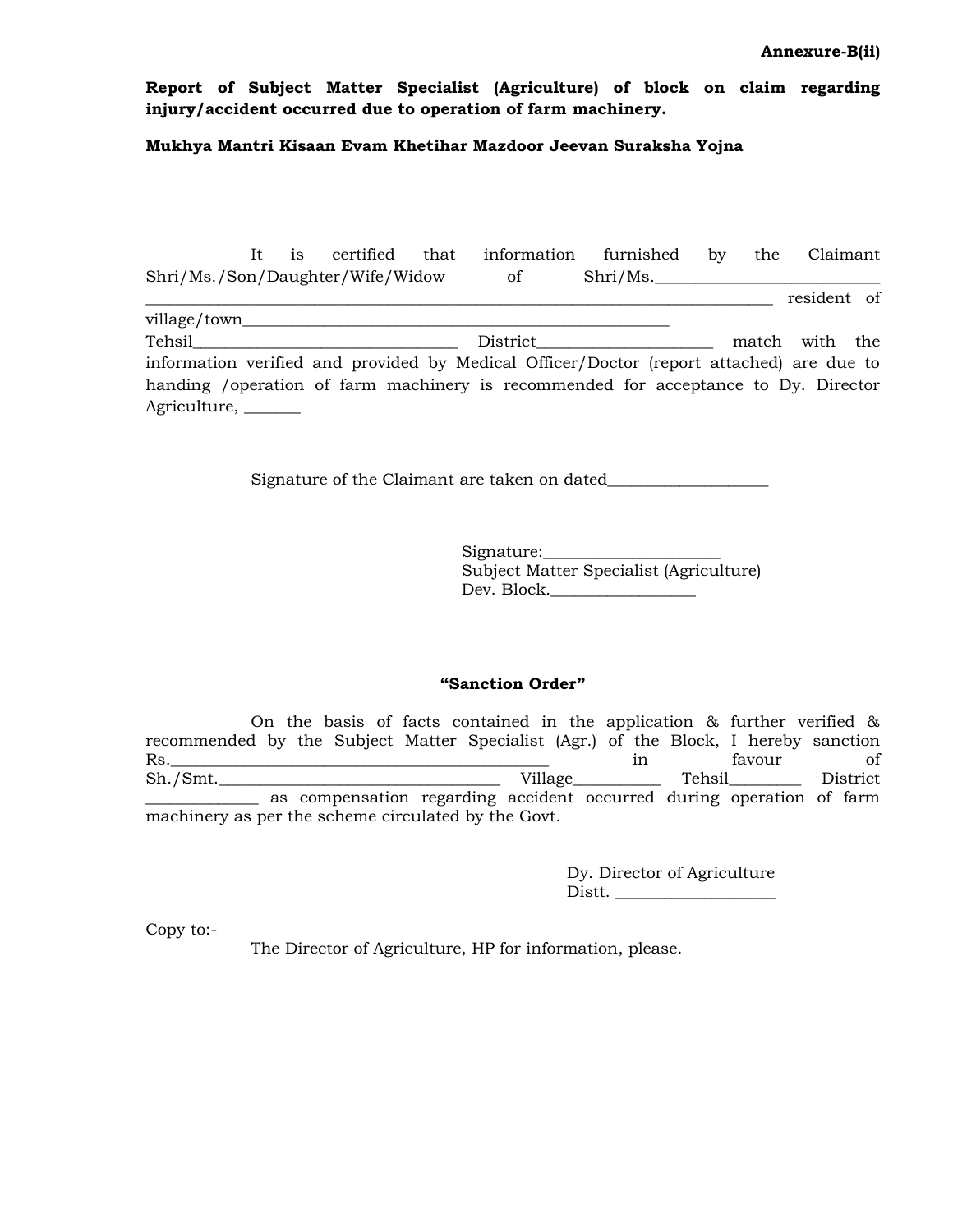**Annexure-B(ii)**

**Report of Subject Matter Specialist (Agriculture) of block on claim regarding injury/accident occurred due to operation of farm machinery.**

**Mukhya Mantri Kisaan Evam Khetihar Mazdoor Jeevan Suraksha Yojna**

It is certified that information furnished by the Claimant Shri/Ms./Son/Daughter/Wife/Widow of Shri/Ms.____________________________ ________________________________________________________________________ resident of village/town_______________________________________________________ Tehsil________________________________ District____________________ match with the information verified and provided by Medical Officer/Doctor (report attached) are due to handing /operation of farm machinery is recommended for acceptance to Dy. Director Agriculture, _______

Signature of the Claimant are taken on dated___________________

Signature:_____________________
Subject Matter Specialist (Agriculture)
Dev. Block._________________

**"Sanction Order"**

On the basis of facts contained in the application & further verified & recommended by the Subject Matter Specialist (Agr.) of the Block, I hereby sanction Rs._____________________________________________ in favour of Sh./Smt.____________________________________ Village__________ Tehsil________ District _____________ as compensation regarding accident occurred during operation of farm machinery as per the scheme circulated by the Govt.

Dy. Director of Agriculture
Distt. ___________________

Copy to:-

The Director of Agriculture, HP for information, please.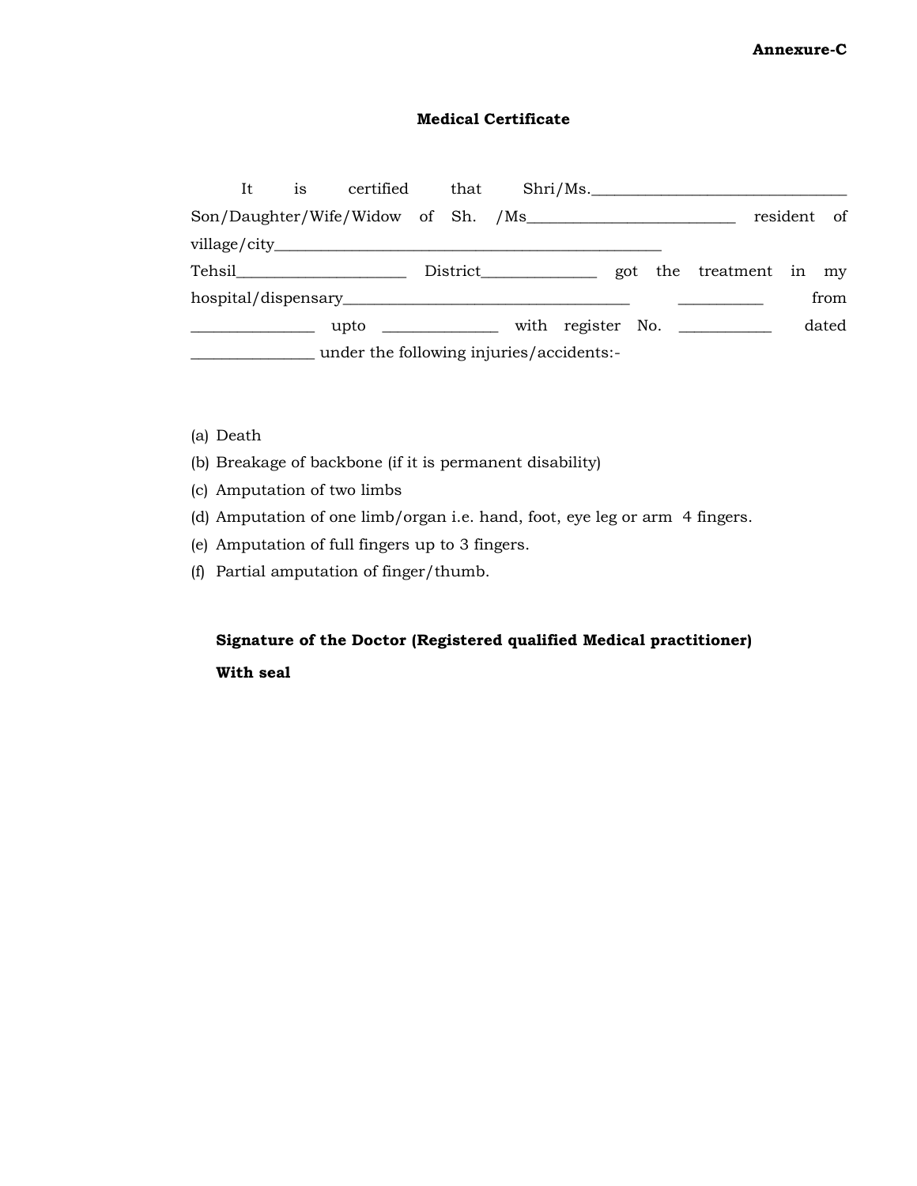**Annexure-C**

**Medical Certificate**

It is certified that Shri/Ms.________________________________ Son/Daughter/Wife/Widow of Sh. /Ms__________________________ resident of village/city_________________________________________________ Tehsil_____________________ District______________ got the treatment in my hospital/dispensary___________________________________ __________ from _______________ upto ______________ with register No. ___________ dated _______________ under the following injuries/accidents:-

(a) Death
(b) Breakage of backbone (if it is permanent disability)
(c) Amputation of two limbs
(d) Amputation of one limb/organ i.e. hand, foot, eye leg or arm 4 fingers.
(e) Amputation of full fingers up to 3 fingers.
(f) Partial amputation of finger/thumb.

**Signature of the Doctor (Registered qualified Medical practitioner)**

**With seal**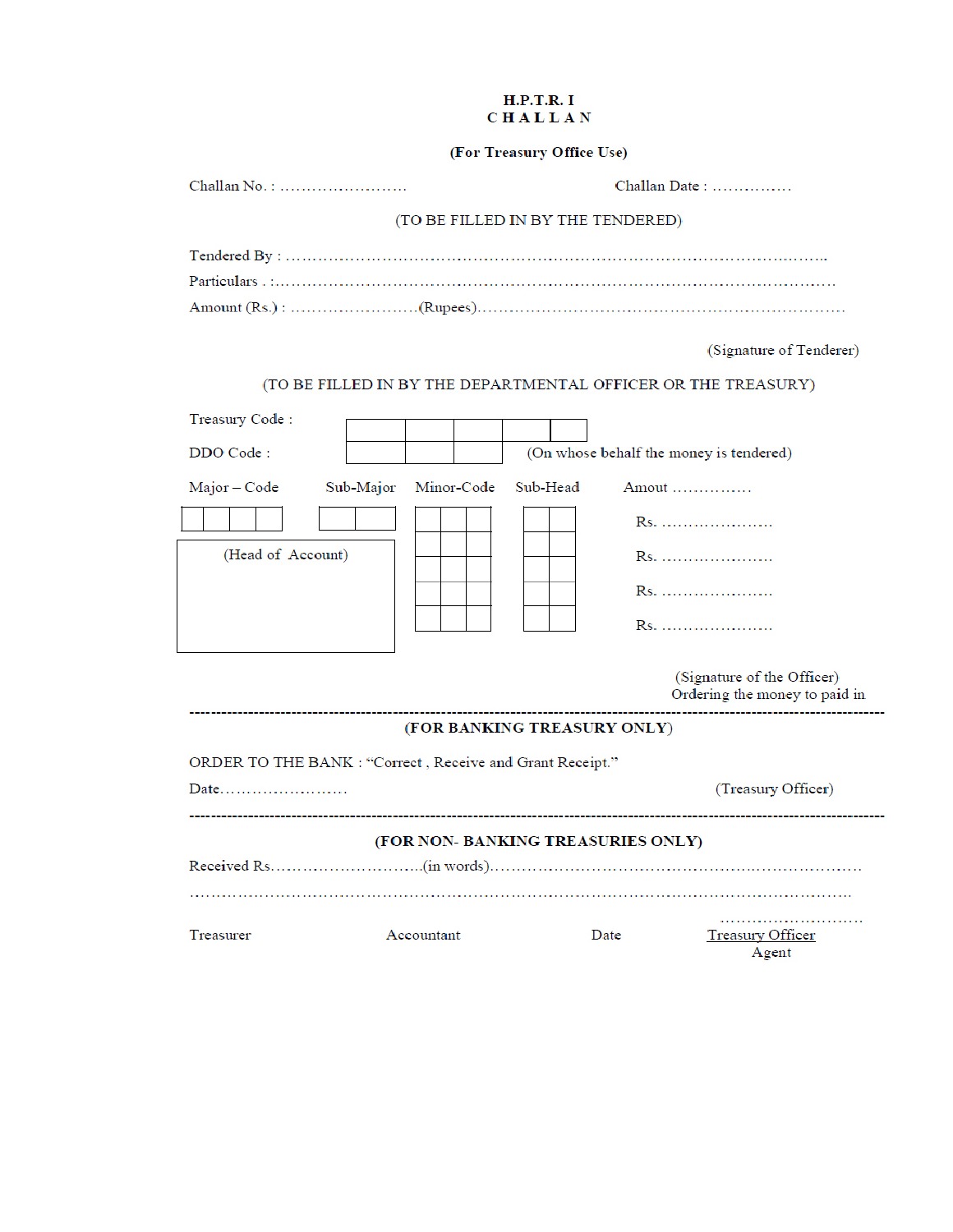**H.P.T.R. I**
**C H A L L A N**

**(For Treasury Office Use)**

Challan No. : ……………………  Challan Date : ……………

(TO BE FILLED IN BY THE TENDERED)

Tendered By : ……………………………………………………………………………………….

Particulars . :…………………………………………………………………………………………

Amount (Rs.) : ……………………(Rupees)…………………………………………………………

(Signature of Tenderer)

(TO BE FILLED IN BY THE DEPARTMENTAL OFFICER OR THE TREASURY)

Treasury Code :

| | | | | |
|---|---|---|---|---|

DDO Code :

| | | |
|---|---|---|

(On whose behalf the money is tendered)

| Major – Code | Sub-Major | Minor-Code | Sub-Head | Amout …………… |
|---|---|---|---|---|
| | | | | Rs. ………………… |
| (Head of Account) | | | | Rs. ………………… |
| | | | | Rs. ………………… |
| | | | | Rs. ………………… |

(Signature of the Officer)
Ordering the money to paid in

---

**(FOR BANKING TREASURY ONLY)**

ORDER TO THE BANK : "Correct , Receive and Grant Receipt."

Date……………………  (Treasury Officer)

---

**(FOR NON- BANKING TREASURIES ONLY)**

Received Rs.………………………(in words)…………………………………………………………

……………………………………………………………………………………………………………

………………………

Treasurer  Accountant  Date  Treasury Officer
Agent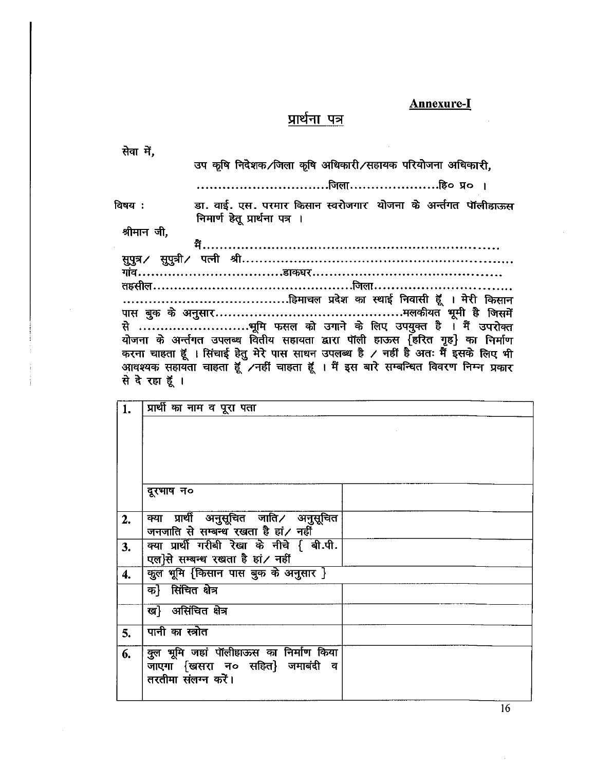**Annexure-I**

## प्रार्थना पत्र

सेवा में,

उप कृषि निदेशक/जिला कृषि अधिकारी/सहायक परियोजना अधिकारी,

................................जिला......................हि० प्र० ।

विषय : डा. वाई. एस. परमार किसान स्वरोजगार योजना के अर्न्तगत पॉलीहाऊस निमार्ण हेतू प्रार्थना पत्र ।

श्रीमान जी,

मैं..................................................................

सुपुत्र/ सुपुत्री/ पत्नी श्री.....................................................................
गांव.................................डाकघर.............................................
तहसील..............................................जिला................................
.......................................हिमाचल प्रदेश का स्थाई निवासी हूँ । मेरी किसान पास बुक के अनुसार...........................................मलकीयत भूमी है जिसमें से ..........................भूमि फसल को उगाने के लिए उपयुक्त है । मैं उपरोक्त योजना के अर्न्तगत उपलब्ध वितीय सहायता द्वारा पॉली हाऊस {हरित गृह} का निर्माण करना चाहता हूँ । सिंचाई हेतु मेरे पास साधन उपलब्ध है / नहीं है अतः मैं इसके लिए भी आवश्यक सहायता चाहता हूँ /नहीं चाहता हूँ । मैं इस बारे सम्बन्धित विवरण निम्न प्रकार से दे रहा हूँ ।

| | | |
|---|---|---|
| 1. | प्रार्थी का नाम व पूरा पता | |
| | दूरभाष न० | |
| 2. | क्या प्रार्थी अनुसूचित जाति/ अनुसूचित जनजाति से सम्बन्ध रखता है हां/ नहीं | |
| 3. | क्या प्रार्थी गरीबी रेखा के नीचे { बी.पी. एल}से सम्बन्ध रखता है हां/ नहीं | |
| 4. | कुल भूमि {किसान पास बुक के अनुसार } | |
| | क} सिंचित क्षेत्र | |
| | ख} असिंचित क्षेत्र | |
| 5. | पानी का स्त्रोत | |
| 6. | कुल भूमि जहां पॉलीहाऊस का निर्माण किया जाएगा {खसरा न० सहित} जमाबंदी व तरतीमा संलग्न करें। | |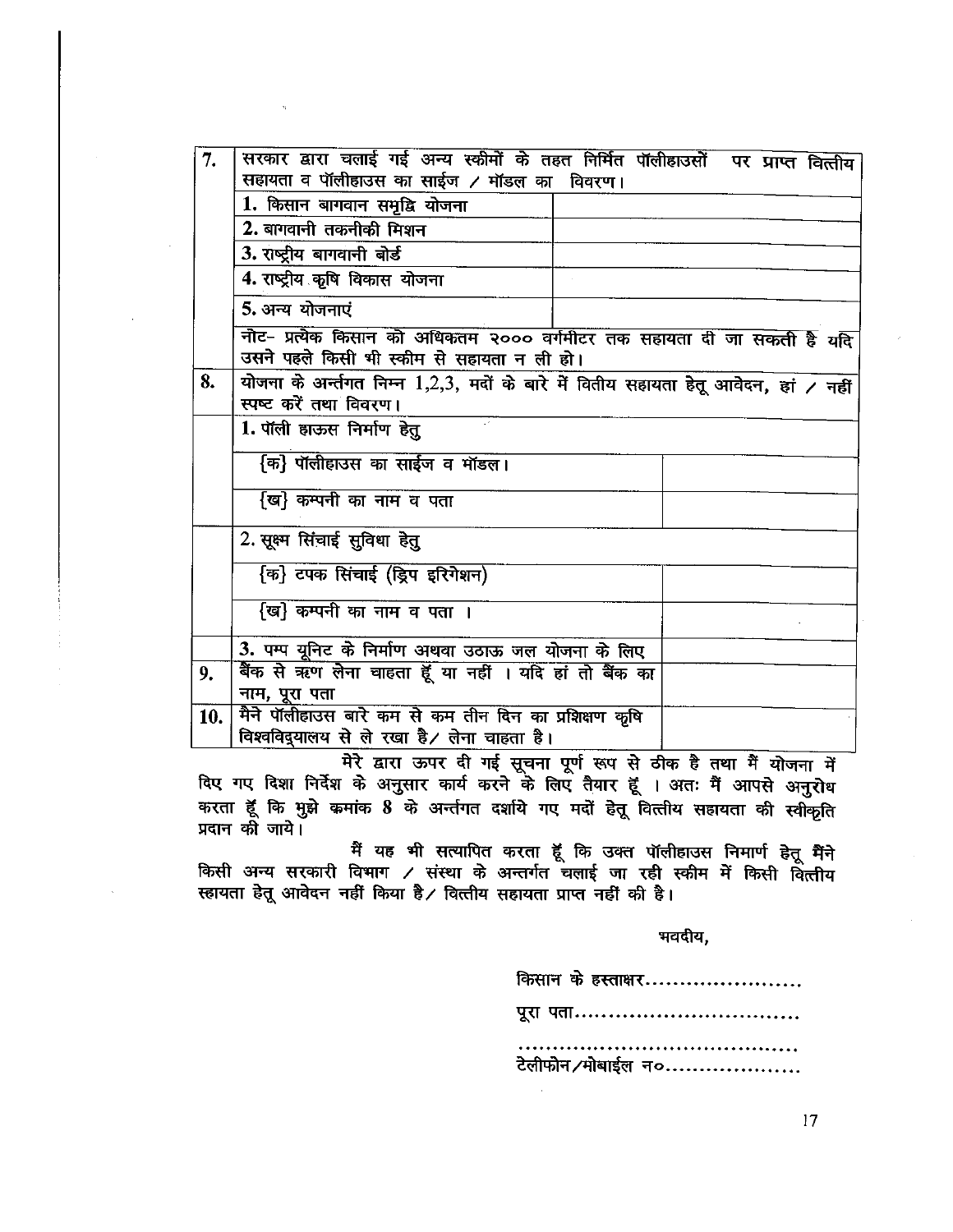| | | |
|---|---|---|
| 7. | सरकार द्वारा चलाई गई अन्य स्कीमों के तहत निर्मित पॉलीहाउसों पर प्राप्त वित्तीय सहायता व पॉलीहाउस का साईज / मॉडल का विवरण। | |
| | 1. किसान बागवान समृद्धि योजना | |
| | 2. बागवानी तकनीकी मिशन | |
| | 3. राष्ट्रीय बागवानी बोर्ड | |
| | 4. राष्ट्रीय कृषि विकास योजना | |
| | 5. अन्य योजनाएं | |
| | नोट– प्रत्येक किसान को अधिकतम २००० वर्गमीटर तक सहायता दी जा सकती है यदि उसने पहले किसी भी स्कीम से सहायता न ली हो। | |
| 8. | योजना के अर्न्तगत निम्न 1,2,3, मदों के बारे में वितीय सहायता हेतू आवेदन, हां / नहीं स्पष्ट करें तथा विवरण। | |
| | 1. पॉली हाऊस निर्माण हेतु | |
| | {क} पॉलीहाउस का साईज व मॉडल। | |
| | {ख} कम्पनी का नाम व पता | |
| | 2. सूक्ष्म सिंचाई सुविधा हेतु | |
| | {क} टपक सिंचाई (ड्रिप इरिगेशन) | |
| | {ख} कम्पनी का नाम व पता । | |
| | 3. पम्प यूनिट के निर्माण अथवा उठाऊ जल योजना के लिए | |
| 9. | बैंक से ऋण लेना चाहता हूँ या नहीं । यदि हां तो बैंक का नाम, पूरा पता | |
| 10. | मैने पॉलीहाउस बारे कम से कम तीन दिन का प्रशिक्षण कृषि विश्वविद्यालय से ले रखा है/ लेना चाहता है। | |

मेरे द्वारा ऊपर दी गई सूचना पूर्ण रूप से ठीक है तथा मैं योजना में दिए गए दिशा निर्देश के अनुसार कार्य करने के लिए तैयार हूँ । अतः मैं आपसे अनुरोध करता हूँ कि मुझे कमांक 8 के अर्न्तगत दर्शाये गए मदों हेतू वित्तीय सहायता की स्वीकृति प्रदान की जाये।

मैं यह भी सत्यापित करता हूँ कि उक्त पॉलीहाउस निमार्ण हेतू मैंने किसी अन्य सरकारी विभाग / संस्था के अर्न्तगत चलाई जा रही स्कीम में किसी वित्तीय सहायता हेतू आवेदन नहीं किया है/ वित्तीय सहायता प्राप्त नहीं की है।

भवदीय,

किसान के हस्ताक्षर.......................

पूरा पता................................

..........................................

टेलीफोन/मोबाईल न०....................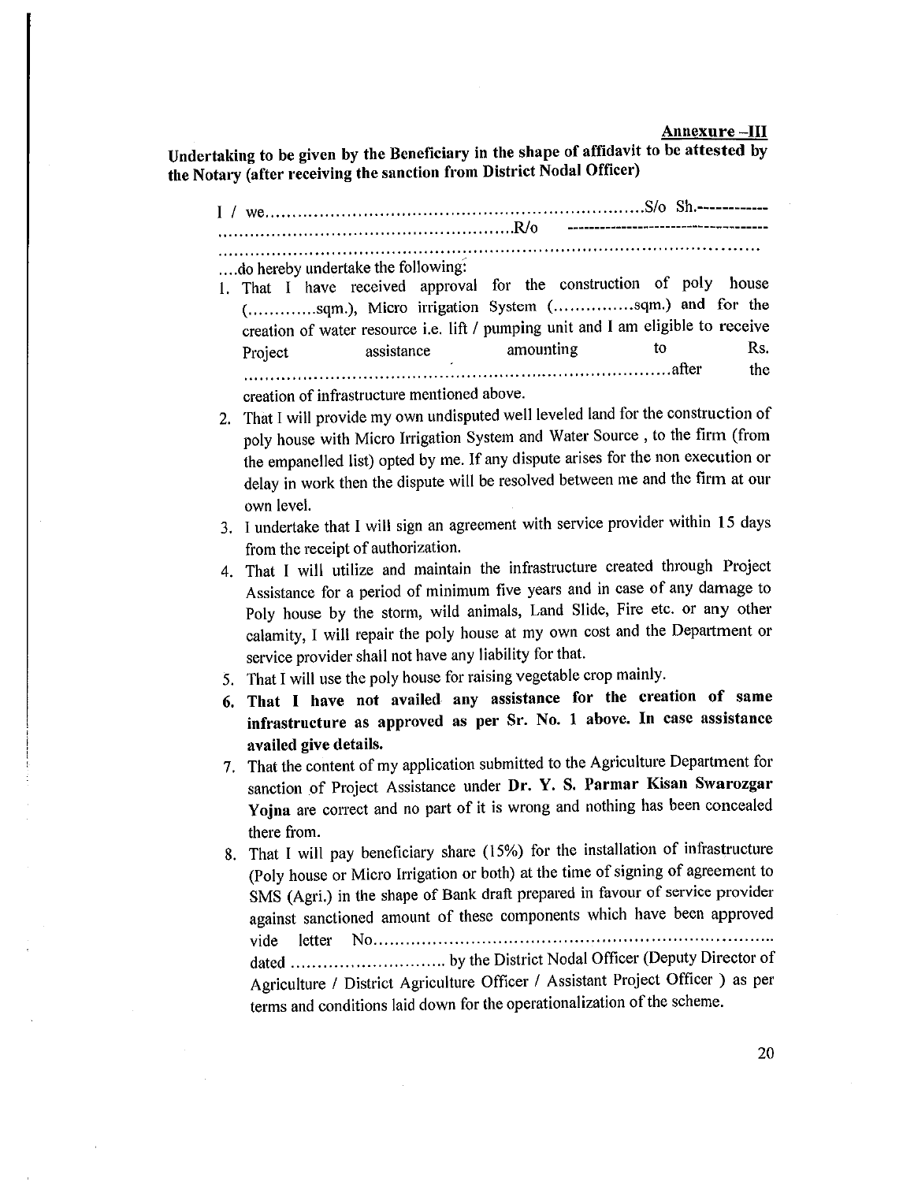**Annexure –III**

**Undertaking to be given by the Beneficiary in the shape of affidavit to be attested by the Notary (after receiving the sanction from District Nodal Officer)**

I / we.....................................................................S/o Sh.------------ ......................................................R/o ------------------------------------ ..........................................................................................................

....do hereby undertake the following:

1. That I have received approval for the construction of poly house (.............sqm.), Micro irrigation System (...............sqm.) and for the creation of water resource i.e. lift / pumping unit and I am eligible to receive Project assistance amounting to Rs. ..............................................................................after the creation of infrastructure mentioned above.
2. That I will provide my own undisputed well leveled land for the construction of poly house with Micro Irrigation System and Water Source , to the firm (from the empanelled list) opted by me. If any dispute arises for the non execution or delay in work then the dispute will be resolved between me and the firm at our own level.
3. I undertake that I will sign an agreement with service provider within 15 days from the receipt of authorization.
4. That I will utilize and maintain the infrastructure created through Project Assistance for a period of minimum five years and in case of any damage to Poly house by the storm, wild animals, Land Slide, Fire etc. or any other calamity, I will repair the poly house at my own cost and the Department or service provider shall not have any liability for that.
5. That I will use the poly house for raising vegetable crop mainly.
6. **That I have not availed any assistance for the creation of same infrastructure as approved as per Sr. No. 1 above. In case assistance availed give details.**
7. That the content of my application submitted to the Agriculture Department for sanction of Project Assistance under **Dr. Y. S. Parmar Kisan Swarozgar Yojna** are correct and no part of it is wrong and nothing has been concealed there from.
8. That I will pay beneficiary share (15%) for the installation of infrastructure (Poly house or Micro Irrigation or both) at the time of signing of agreement to SMS (Agri.) in the shape of Bank draft prepared in favour of service provider against sanctioned amount of these components which have been approved vide letter No........................................................................... dated ............................. by the District Nodal Officer (Deputy Director of Agriculture / District Agriculture Officer / Assistant Project Officer ) as per terms and conditions laid down for the operationalization of the scheme.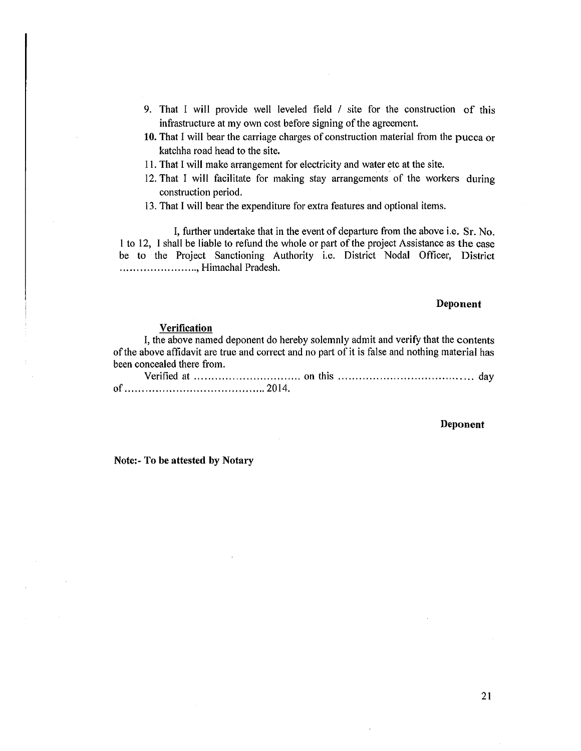9. That I will provide well leveled field / site for the construction of this infrastructure at my own cost before signing of the agreement.
10. That I will bear the carriage charges of construction material from the pucca or katchha road head to the site.
11. That I will make arrangement for electricity and water etc at the site.
12. That I will facilitate for making stay arrangements of the workers during construction period.
13. That I will bear the expenditure for extra features and optional items.

I, further undertake that in the event of departure from the above i.e. Sr. No. 1 to 12, I shall be liable to refund the whole or part of the project Assistance as the case be to the Project Sanctioning Authority i.e. District Nodal Officer, District ......................., Himachal Pradesh.

**Deponent**

**Verification**

I, the above named deponent do hereby solemnly admit and verify that the contents of the above affidavit are true and correct and no part of it is false and nothing material has been concealed there from.

Verified at ............................... on this ....................................... day of ......................................... 2014.

**Deponent**

**Note:- To be attested by Notary**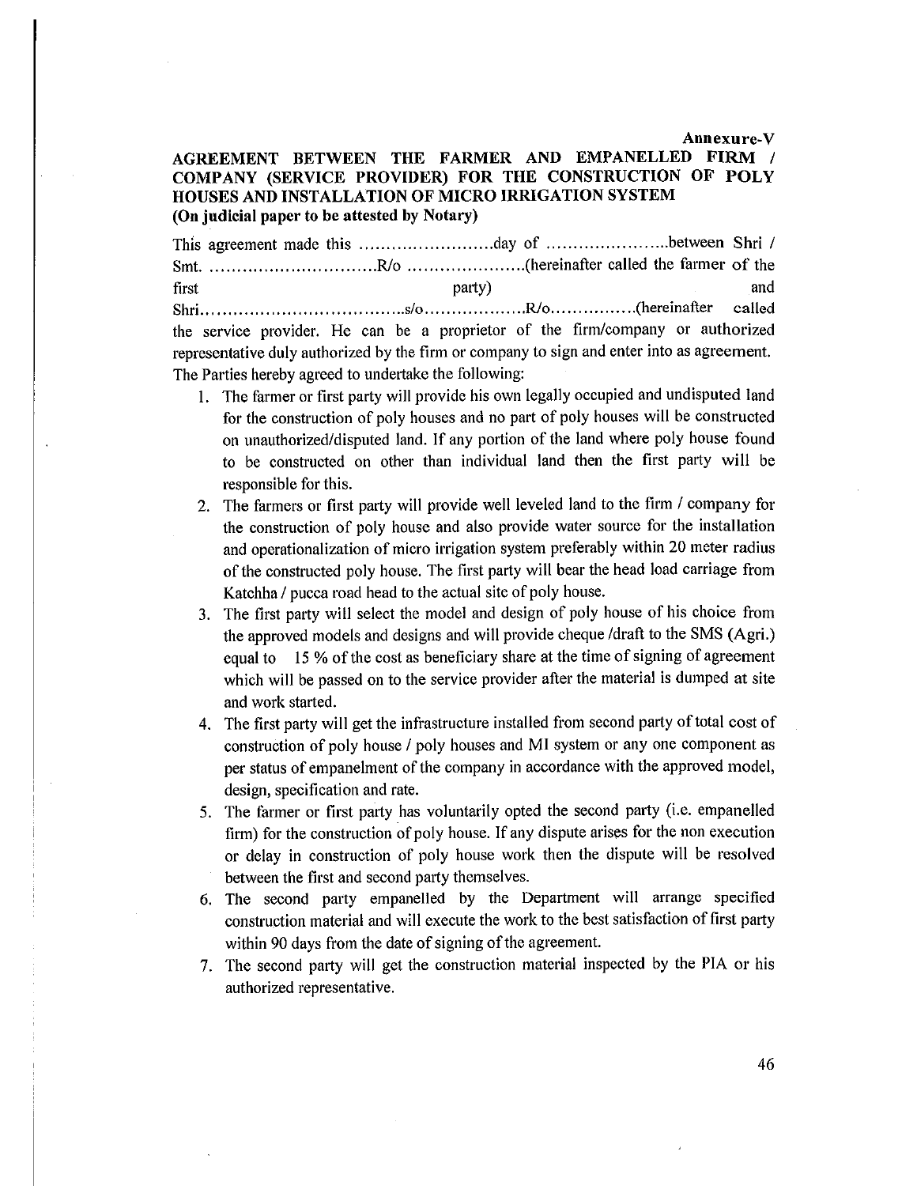**Annexure-V**

## AGREEMENT BETWEEN THE FARMER AND EMPANELLED FIRM / COMPANY (SERVICE PROVIDER) FOR THE CONSTRUCTION OF POLY HOUSES AND INSTALLATION OF MICRO IRRIGATION SYSTEM

**(On judicial paper to be attested by Notary)**

This agreement made this ..........................day of .......................between Shri / Smt. ..............................R/o ......................(hereinafter called the farmer of the first party) and Shri.....................................s/o...................R/o................(hereinafter called the service provider. He can be a proprietor of the firm/company or authorized representative duly authorized by the firm or company to sign and enter into as agreement. The Parties hereby agreed to undertake the following:

1. The farmer or first party will provide his own legally occupied and undisputed land for the construction of poly houses and no part of poly houses will be constructed on unauthorized/disputed land. If any portion of the land where poly house found to be constructed on other than individual land then the first party will be responsible for this.
2. The farmers or first party will provide well leveled land to the firm / company for the construction of poly house and also provide water source for the installation and operationalization of micro irrigation system preferably within 20 meter radius of the constructed poly house. The first party will bear the head load carriage from Katchha / pucca road head to the actual site of poly house.
3. The first party will select the model and design of poly house of his choice from the approved models and designs and will provide cheque /draft to the SMS (Agri.) equal to 15 % of the cost as beneficiary share at the time of signing of agreement which will be passed on to the service provider after the material is dumped at site and work started.
4. The first party will get the infrastructure installed from second party of total cost of construction of poly house / poly houses and MI system or any one component as per status of empanelment of the company in accordance with the approved model, design, specification and rate.
5. The farmer or first party has voluntarily opted the second party (i.e. empanelled firm) for the construction of poly house. If any dispute arises for the non execution or delay in construction of poly house work then the dispute will be resolved between the first and second party themselves.
6. The second party empanelled by the Department will arrange specified construction material and will execute the work to the best satisfaction of first party within 90 days from the date of signing of the agreement.
7. The second party will get the construction material inspected by the PIA or his authorized representative.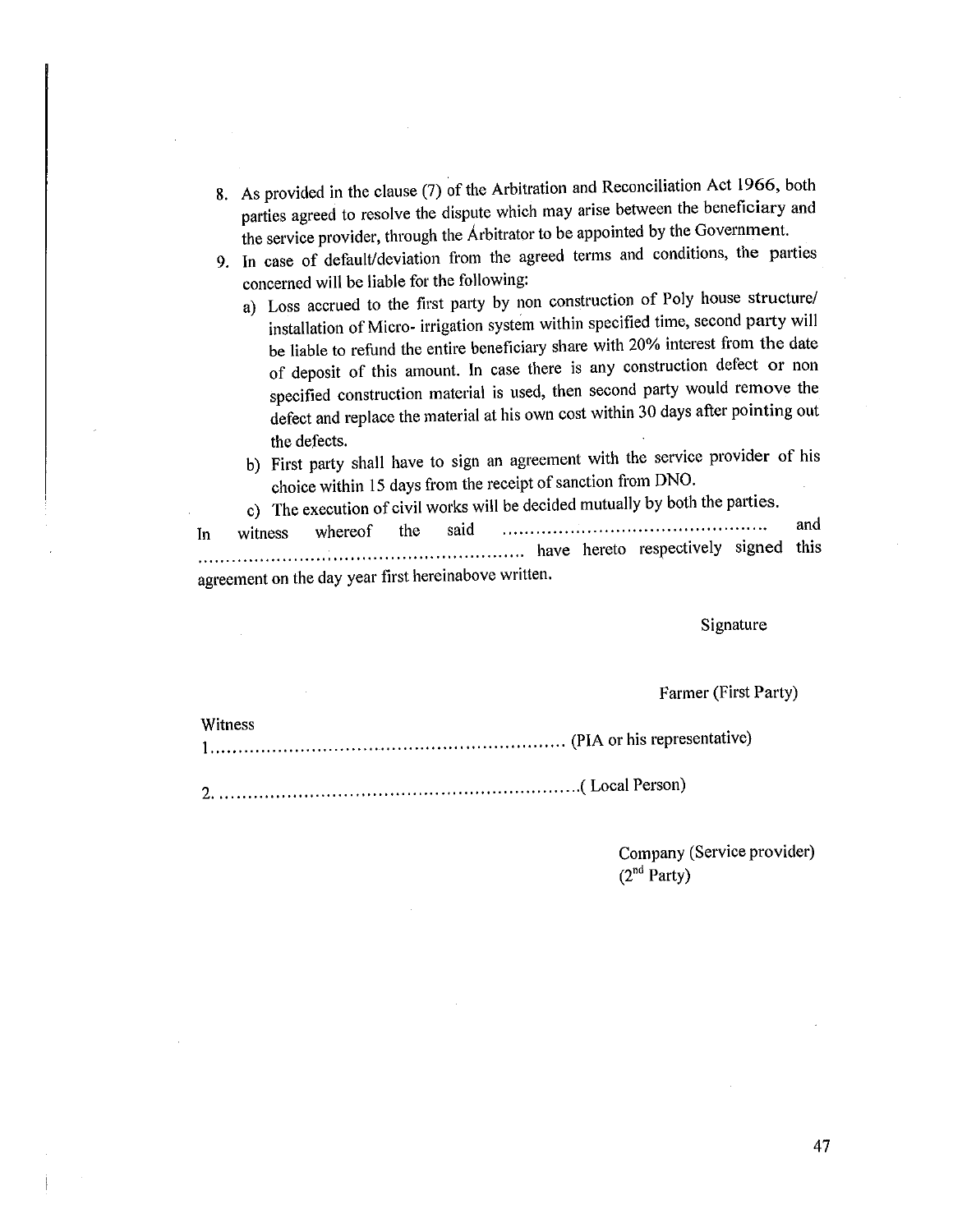8. As provided in the clause (7) of the Arbitration and Reconciliation Act 1966, both parties agreed to resolve the dispute which may arise between the beneficiary and the service provider, through the Arbitrator to be appointed by the Government.
9. In case of default/deviation from the agreed terms and conditions, the parties concerned will be liable for the following:
   a) Loss accrued to the first party by non construction of Poly house structure/ installation of Micro- irrigation system within specified time, second party will be liable to refund the entire beneficiary share with 20% interest from the date of deposit of this amount. In case there is any construction defect or non specified construction material is used, then second party would remove the defect and replace the material at his own cost within 30 days after pointing out the defects.
   b) First party shall have to sign an agreement with the service provider of his choice within 15 days from the receipt of sanction from DNO.
   c) The execution of civil works will be decided mutually by both the parties.

In witness whereof the said ............................................... and ........................................................ have hereto respectively signed this agreement on the day year first hereinabove written.

Signature

Farmer (First Party)

Witness

1............................................................ (PIA or his representative)

2. ............................................................( Local Person)

Company (Service provider)
(2nd Party)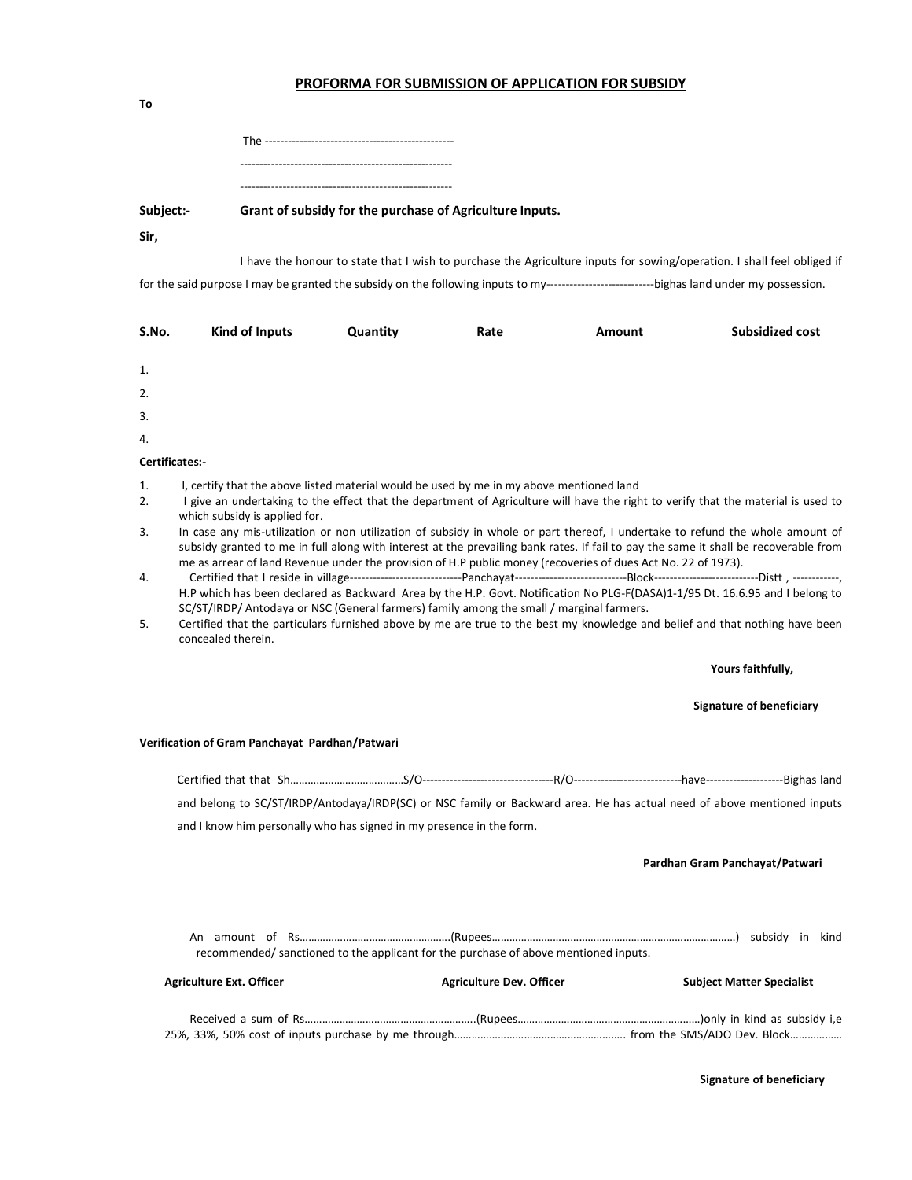# PROFORMA FOR SUBMISSION OF APPLICATION FOR SUBSIDY

**To**

The -------------------------------------------------

-------------------------------------------------------

-------------------------------------------------------

**Subject:-** **Grant of subsidy for the purchase of Agriculture Inputs.**

**Sir,**

I have the honour to state that I wish to purchase the Agriculture inputs for sowing/operation. I shall feel obliged if for the said purpose I may be granted the subsidy on the following inputs to my----------------------------bighas land under my possession.

| S.No. | Kind of Inputs | Quantity | Rate | Amount | Subsidized cost |
|---|---|---|---|---|---|
| 1. | | | | | |
| 2. | | | | | |
| 3. | | | | | |
| 4. | | | | | |

**Certificates:-**

1. I, certify that the above listed material would be used by me in my above mentioned land
2. I give an undertaking to the effect that the department of Agriculture will have the right to verify that the material is used to which subsidy is applied for.
3. In case any mis-utilization or non utilization of subsidy in whole or part thereof, I undertake to refund the whole amount of subsidy granted to me in full along with interest at the prevailing bank rates. If fail to pay the same it shall be recoverable from me as arrear of land Revenue under the provision of H.P public money (recoveries of dues Act No. 22 of 1973).
4. Certified that I reside in village-----------------------------Panchayat-----------------------------Block---------------------------Distt , ------------, H.P which has been declared as Backward Area by the H.P. Govt. Notification No PLG-F(DASA)1-1/95 Dt. 16.6.95 and I belong to SC/ST/IRDP/ Antodaya or NSC (General farmers) family among the small / marginal farmers.
5. Certified that the particulars furnished above by me are true to the best my knowledge and belief and that nothing have been concealed therein.

**Yours faithfully,**

**Signature of beneficiary**

**Verification of Gram Panchayat Pardhan/Patwari**

Certified that that Sh…………………………………S/O----------------------------------R/O----------------------------have--------------------Bighas land and belong to SC/ST/IRDP/Antodaya/IRDP(SC) or NSC family or Backward area. He has actual need of above mentioned inputs and I know him personally who has signed in my presence in the form.

**Pardhan Gram Panchayat/Patwari**

An amount of Rs…………………………………………….(Rupees…………………………………………………………………………) subsidy in kind recommended/ sanctioned to the applicant for the purchase of above mentioned inputs.

**Agriculture Ext. Officer** **Agriculture Dev. Officer** **Subject Matter Specialist**

Received a sum of Rs…………………………………………………..(Rupees………………………………………………………)only in kind as subsidy i,e 25%, 33%, 50% cost of inputs purchase by me through………………………………………………….. from the SMS/ADO Dev. Block………………

**Signature of beneficiary**